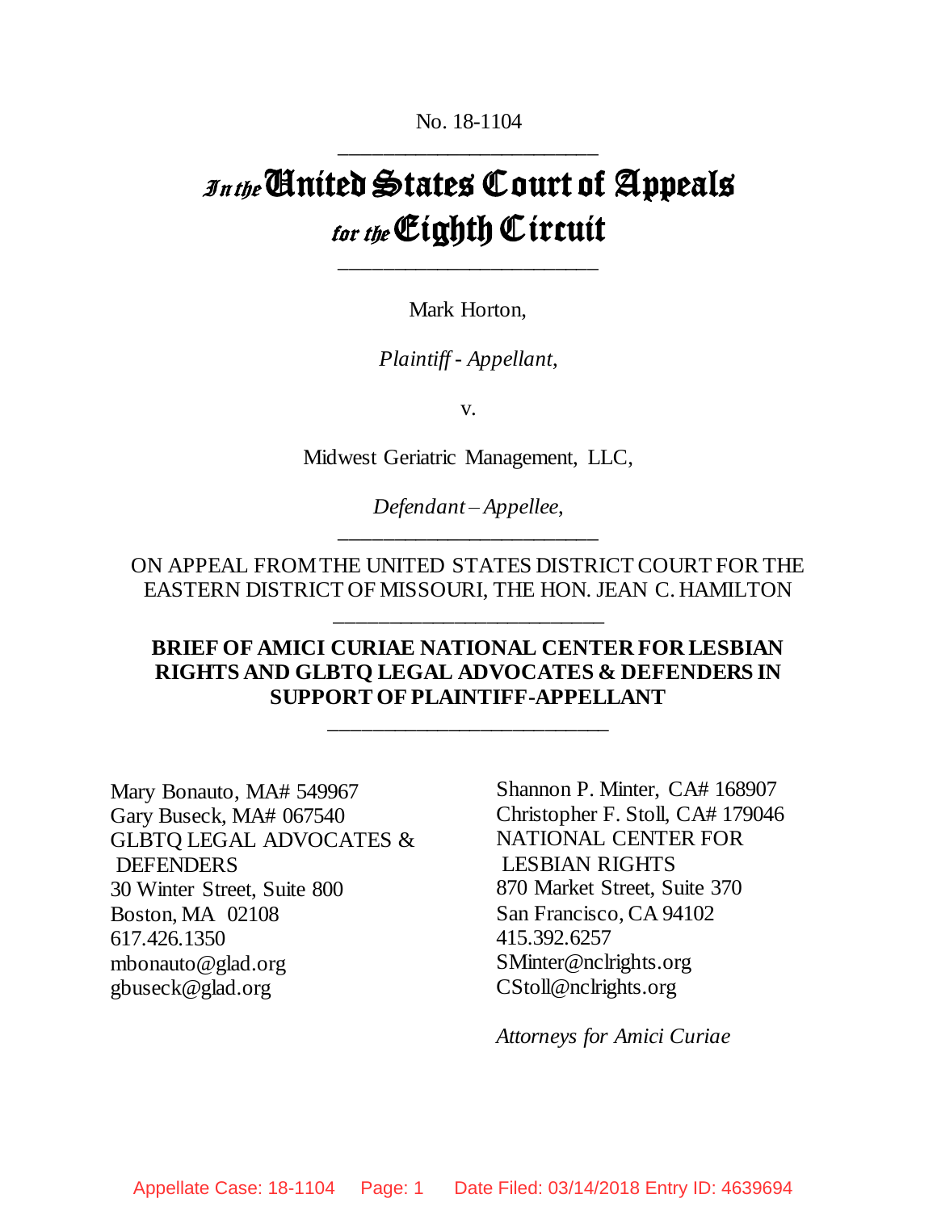No. 18-1104

---

# In the United States Court of Appeals for the Eighth Circuit

---

Mark Horton,

*Plaintiff - Appellant,*

v.

Midwest Geriatric Management, LLC,

*Defendant – Appellee,*

---

ON APPEAL FROM THE UNITED STATES DISTRICT COURT FOR THE EASTERN DISTRICT OF MISSOURI, THE HON. JEAN C. HAMILTON

---

**BRIEF OF AMICI CURIAE NATIONAL CENTER FOR LESBIAN RIGHTS AND GLBTQ LEGAL ADVOCATES & DEFENDERS IN SUPPORT OF PLAINTIFF-APPELLANT**

---

Mary Bonauto, MA# 549967
Gary Buseck, MA# 067540
GLBTQ LEGAL ADVOCATES & DEFENDERS
30 Winter Street, Suite 800
Boston, MA 02108
617.426.1350
mbonauto@glad.org
gbuseck@glad.org

Shannon P. Minter, CA# 168907
Christopher F. Stoll, CA# 179046
NATIONAL CENTER FOR LESBIAN RIGHTS
870 Market Street, Suite 370
San Francisco, CA 94102
415.392.6257
SMinter@nclrights.org
CStoll@nclrights.org

*Attorneys for Amici Curiae*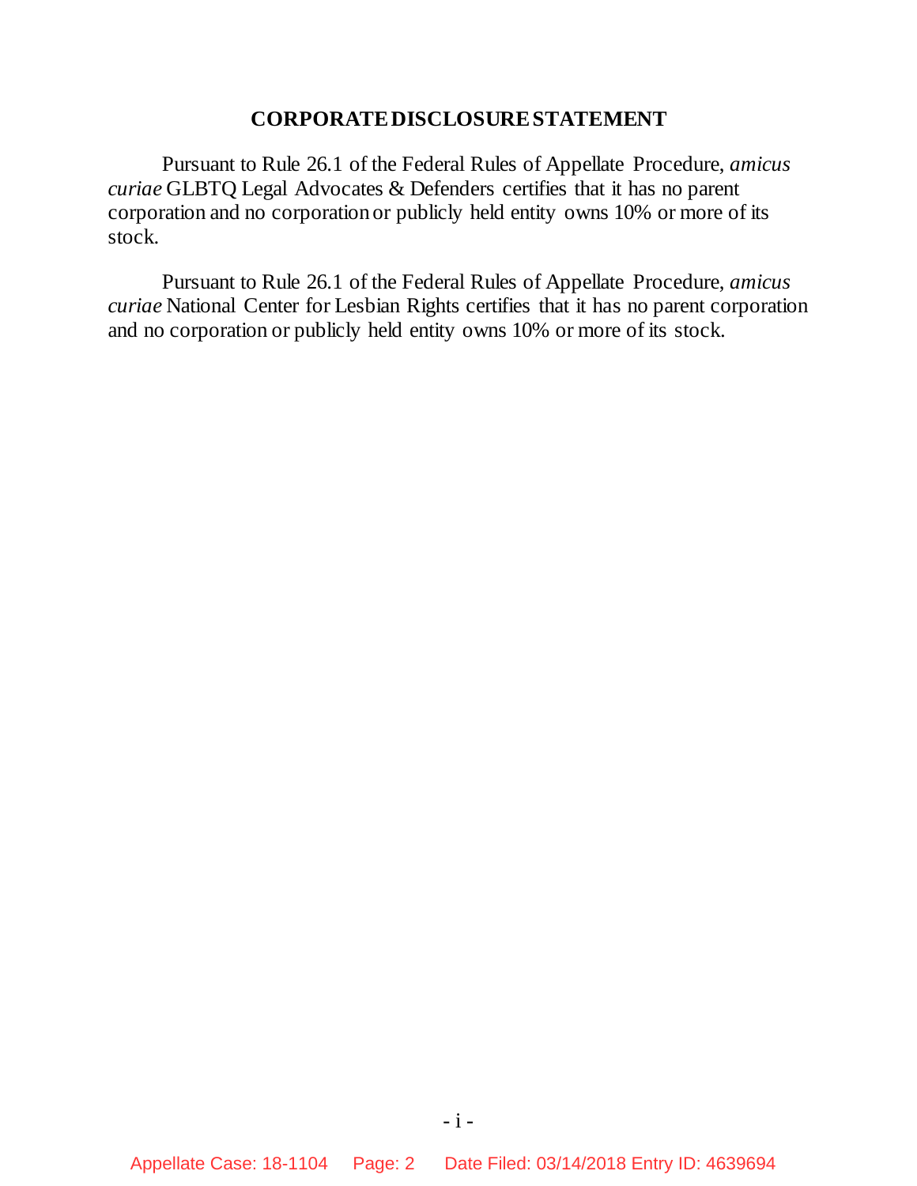## CORPORATE DISCLOSURE STATEMENT

Pursuant to Rule 26.1 of the Federal Rules of Appellate Procedure, *amicus curiae* GLBTQ Legal Advocates & Defenders certifies that it has no parent corporation and no corporation or publicly held entity owns 10% or more of its stock.

Pursuant to Rule 26.1 of the Federal Rules of Appellate Procedure, *amicus curiae* National Center for Lesbian Rights certifies that it has no parent corporation and no corporation or publicly held entity owns 10% or more of its stock.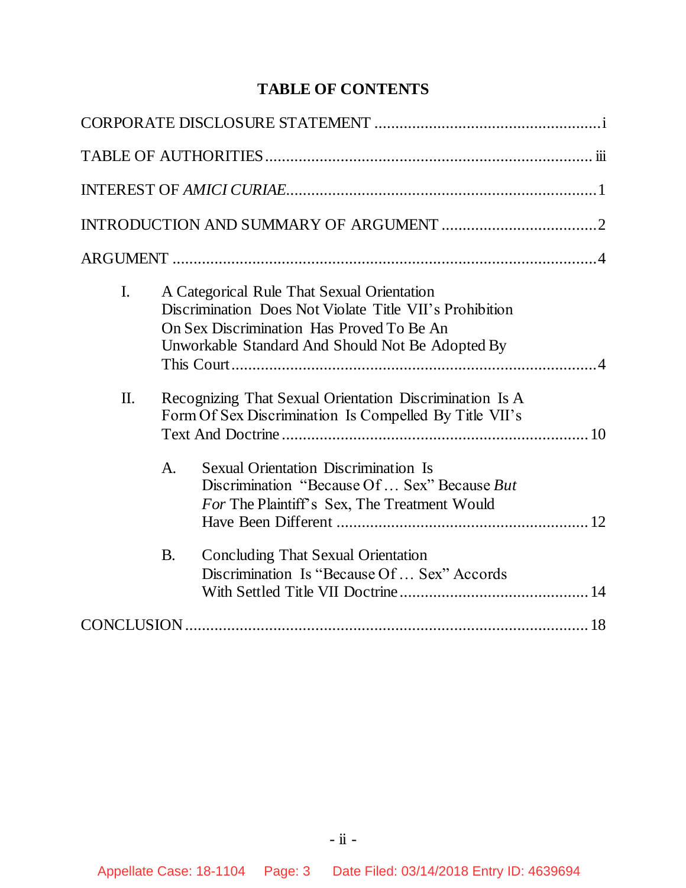# TABLE OF CONTENTS

CORPORATE DISCLOSURE STATEMENT ........................................................ i

TABLE OF AUTHORITIES ........................................................................... iii

INTEREST OF *AMICI CURIAE* ....................................................................... 1

INTRODUCTION AND SUMMARY OF ARGUMENT ...................................... 2

ARGUMENT ................................................................................................... 4

I. A Categorical Rule That Sexual Orientation Discrimination Does Not Violate Title VII's Prohibition On Sex Discrimination Has Proved To Be An Unworkable Standard And Should Not Be Adopted By This Court ........................................................................................... 4

II. Recognizing That Sexual Orientation Discrimination Is A Form Of Sex Discrimination Is Compelled By Title VII's Text And Doctrine ............................................................................... 10

   A. Sexual Orientation Discrimination Is Discrimination "Because Of … Sex" Because *But For* The Plaintiff's Sex, The Treatment Would Have Been Different ............................................................ 12

   B. Concluding That Sexual Orientation Discrimination Is "Because Of … Sex" Accords With Settled Title VII Doctrine ............................................ 14

CONCLUSION ............................................................................................... 18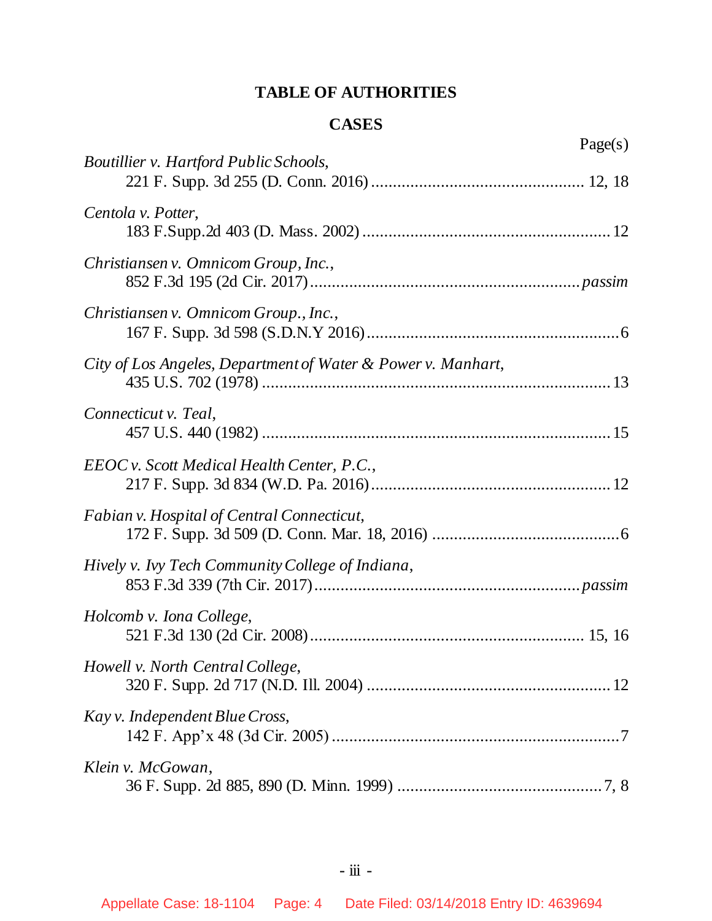# TABLE OF AUTHORITIES

## CASES

| | Page(s) |
|---|---|
| *Boutillier v. Hartford Public Schools*, 221 F. Supp. 3d 255 (D. Conn. 2016) | 12, 18 |
| *Centola v. Potter*, 183 F.Supp.2d 403 (D. Mass. 2002) | 12 |
| *Christiansen v. Omnicom Group, Inc.*, 852 F.3d 195 (2d Cir. 2017) | *passim* |
| *Christiansen v. Omnicom Group., Inc.*, 167 F. Supp. 3d 598 (S.D.N.Y 2016) | 6 |
| *City of Los Angeles, Department of Water & Power v. Manhart*, 435 U.S. 702 (1978) | 13 |
| *Connecticut v. Teal*, 457 U.S. 440 (1982) | 15 |
| *EEOC v. Scott Medical Health Center, P.C.*, 217 F. Supp. 3d 834 (W.D. Pa. 2016) | 12 |
| *Fabian v. Hospital of Central Connecticut*, 172 F. Supp. 3d 509 (D. Conn. Mar. 18, 2016) | 6 |
| *Hively v. Ivy Tech Community College of Indiana*, 853 F.3d 339 (7th Cir. 2017) | *passim* |
| *Holcomb v. Iona College*, 521 F.3d 130 (2d Cir. 2008) | 15, 16 |
| *Howell v. North Central College*, 320 F. Supp. 2d 717 (N.D. Ill. 2004) | 12 |
| *Kay v. Independent Blue Cross*, 142 F. App'x 48 (3d Cir. 2005) | 7 |
| *Klein v. McGowan*, 36 F. Supp. 2d 885, 890 (D. Minn. 1999) | 7, 8 |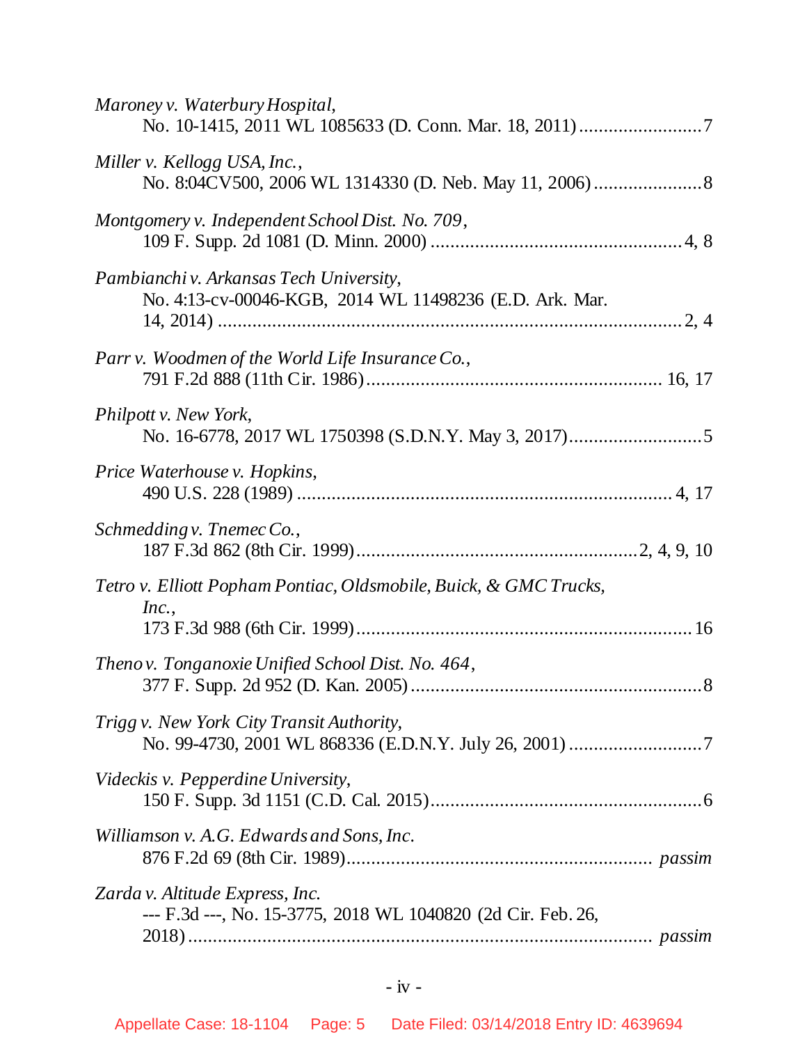*Maroney v. Waterbury Hospital*,
No. 10-1415, 2011 WL 1085633 (D. Conn. Mar. 18, 2011) .........................7

*Miller v. Kellogg USA, Inc.*,
No. 8:04CV500, 2006 WL 1314330 (D. Neb. May 11, 2006) ......................8

*Montgomery v. Independent School Dist. No. 709*,
109 F. Supp. 2d 1081 (D. Minn. 2000) ..................................................4, 8

*Pambianchi v. Arkansas Tech University*,
No. 4:13-cv-00046-KGB, 2014 WL 11498236 (E.D. Ark. Mar. 14, 2014) ..........................................................................................2, 4

*Parr v. Woodmen of the World Life Insurance Co.*,
791 F.2d 888 (11th Cir. 1986) .......................................................... 16, 17

*Philpott v. New York*,
No. 16-6778, 2017 WL 1750398 (S.D.N.Y. May 3, 2017)...........................5

*Price Waterhouse v. Hopkins*,
490 U.S. 228 (1989) ........................................................................... 4, 17

*Schmedding v. Tnemec Co.*,
187 F.3d 862 (8th Cir. 1999).........................................................2, 4, 9, 10

*Tetro v. Elliott Popham Pontiac, Oldsmobile, Buick, & GMC Trucks, Inc.*,
173 F.3d 988 (6th Cir. 1999)...................................................................16

*Theno v. Tonganoxie Unified School Dist. No. 464*,
377 F. Supp. 2d 952 (D. Kan. 2005) ..........................................................8

*Trigg v. New York City Transit Authority*,
No. 99-4730, 2001 WL 868336 (E.D.N.Y. July 26, 2001) ...........................7

*Videckis v. Pepperdine University*,
150 F. Supp. 3d 1151 (C.D. Cal. 2015).......................................................6

*Williamson v. A.G. Edwards and Sons, Inc.*
876 F.2d 69 (8th Cir. 1989)............................................................. *passim*

*Zarda v. Altitude Express, Inc.*
--- F.3d ---, No. 15-3775, 2018 WL 1040820 (2d Cir. Feb. 26, 2018)............................................................................................... *passim*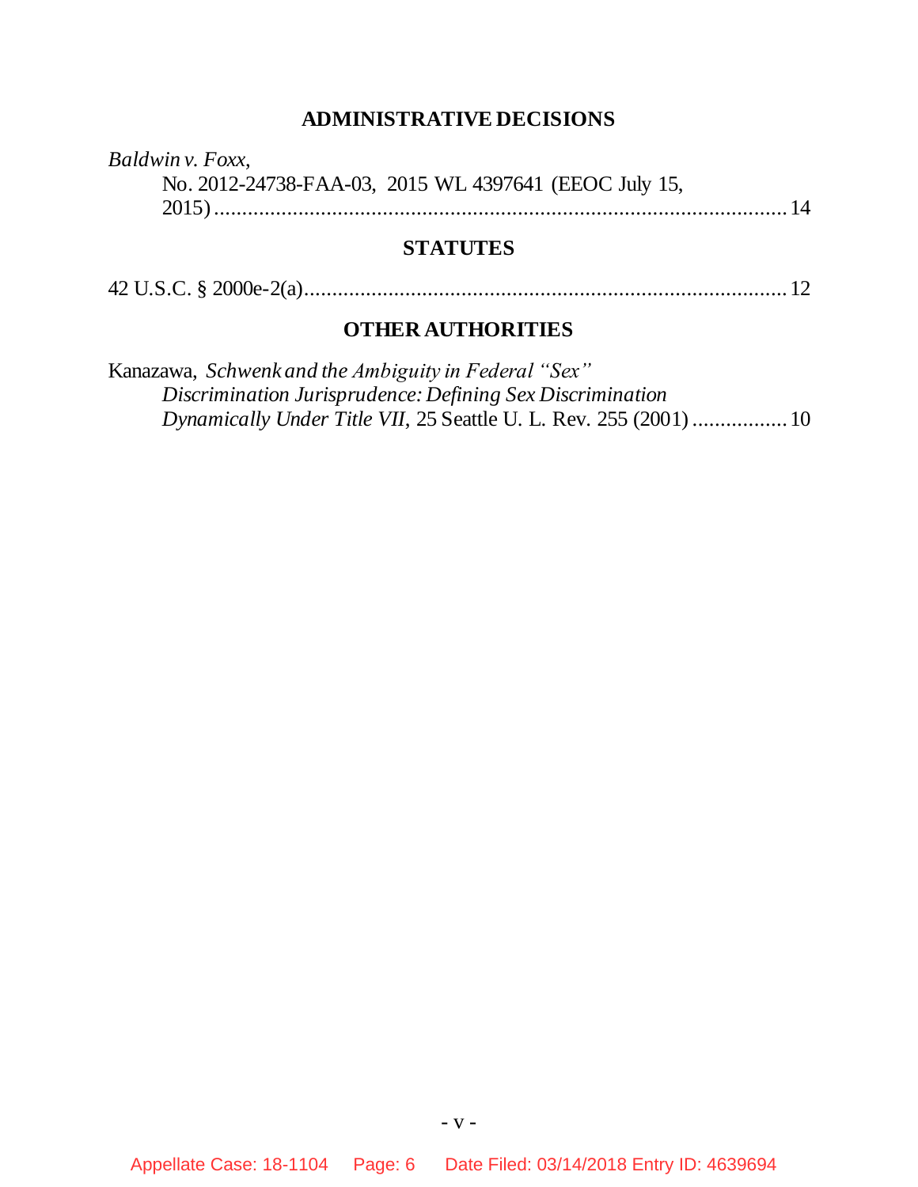## ADMINISTRATIVE DECISIONS

*Baldwin v. Foxx*, No. 2012-24738-FAA-03, 2015 WL 4397641 (EEOC July 15, 2015) .......... 14

## STATUTES

42 U.S.C. § 2000e-2(a) .......... 12

## OTHER AUTHORITIES

Kanazawa, *Schwenk and the Ambiguity in Federal "Sex" Discrimination Jurisprudence: Defining Sex Discrimination Dynamically Under Title VII*, 25 Seattle U. L. Rev. 255 (2001) .......... 10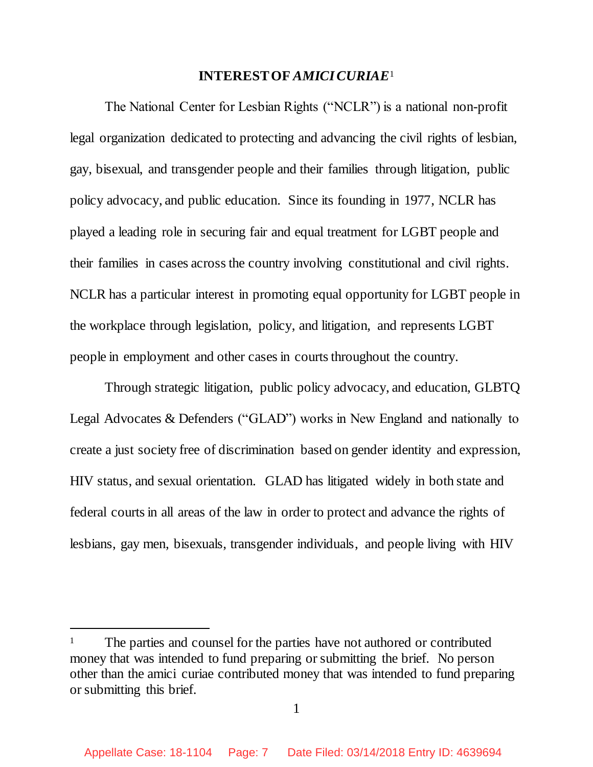## INTEREST OF *AMICI CURIAE*[1]

The National Center for Lesbian Rights ("NCLR") is a national non-profit legal organization dedicated to protecting and advancing the civil rights of lesbian, gay, bisexual, and transgender people and their families through litigation, public policy advocacy, and public education. Since its founding in 1977, NCLR has played a leading role in securing fair and equal treatment for LGBT people and their families in cases across the country involving constitutional and civil rights. NCLR has a particular interest in promoting equal opportunity for LGBT people in the workplace through legislation, policy, and litigation, and represents LGBT people in employment and other cases in courts throughout the country.

Through strategic litigation, public policy advocacy, and education, GLBTQ Legal Advocates & Defenders ("GLAD") works in New England and nationally to create a just society free of discrimination based on gender identity and expression, HIV status, and sexual orientation. GLAD has litigated widely in both state and federal courts in all areas of the law in order to protect and advance the rights of lesbians, gay men, bisexuals, transgender individuals, and people living with HIV

---

[1] The parties and counsel for the parties have not authored or contributed money that was intended to fund preparing or submitting the brief. No person other than the amici curiae contributed money that was intended to fund preparing or submitting this brief.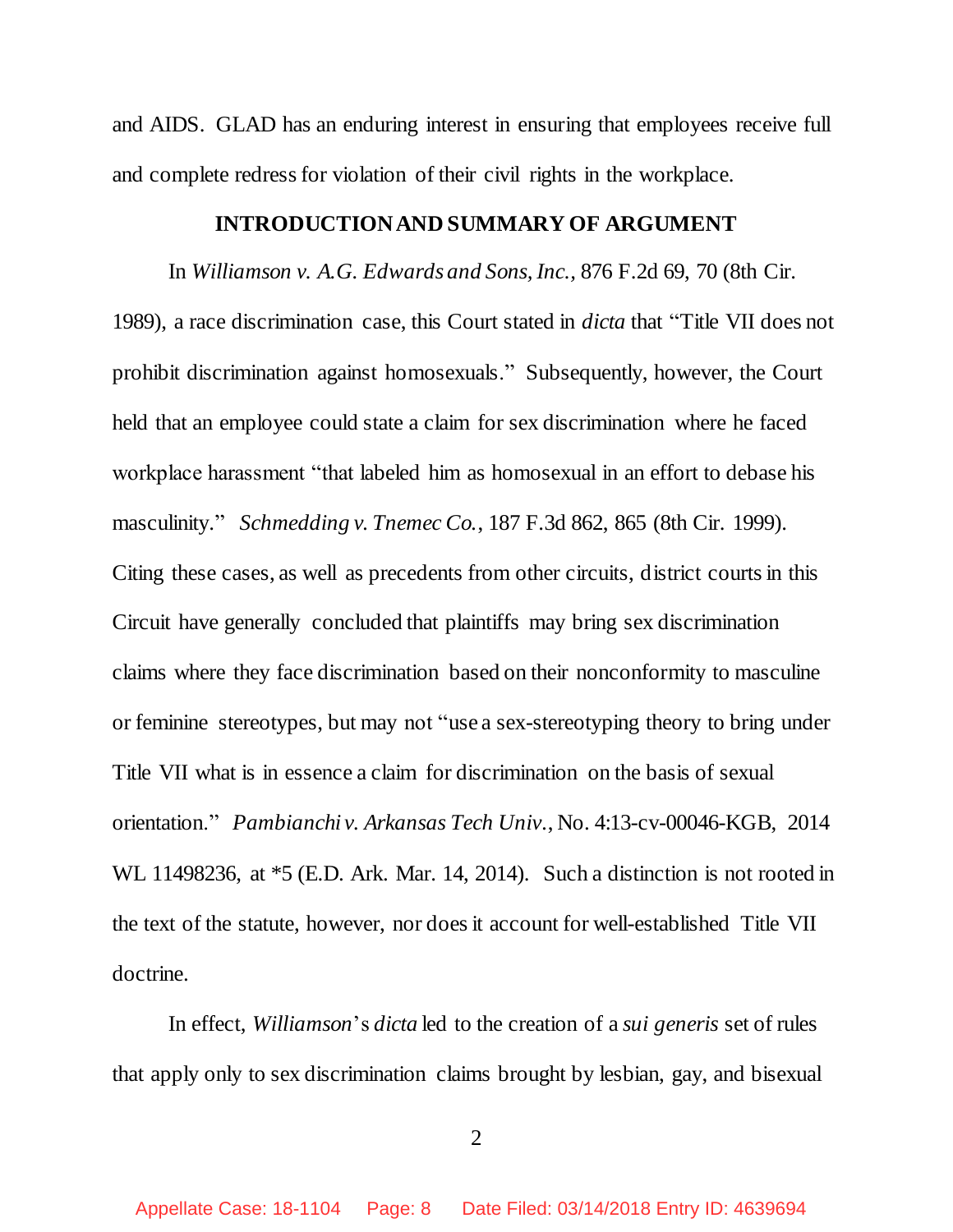and AIDS. GLAD has an enduring interest in ensuring that employees receive full and complete redress for violation of their civil rights in the workplace.

## INTRODUCTION AND SUMMARY OF ARGUMENT

In *Williamson v. A.G. Edwards and Sons, Inc.*, 876 F.2d 69, 70 (8th Cir. 1989), a race discrimination case, this Court stated in *dicta* that "Title VII does not prohibit discrimination against homosexuals." Subsequently, however, the Court held that an employee could state a claim for sex discrimination where he faced workplace harassment "that labeled him as homosexual in an effort to debase his masculinity." *Schmedding v. Tnemec Co.*, 187 F.3d 862, 865 (8th Cir. 1999). Citing these cases, as well as precedents from other circuits, district courts in this Circuit have generally concluded that plaintiffs may bring sex discrimination claims where they face discrimination based on their nonconformity to masculine or feminine stereotypes, but may not "use a sex-stereotyping theory to bring under Title VII what is in essence a claim for discrimination on the basis of sexual orientation." *Pambianchi v. Arkansas Tech Univ.*, No. 4:13-cv-00046-KGB, 2014 WL 11498236, at *5 (E.D. Ark. Mar. 14, 2014). Such a distinction is not rooted in the text of the statute, however, nor does it account for well-established Title VII doctrine.

In effect, *Williamson*'s *dicta* led to the creation of a *sui generis* set of rules that apply only to sex discrimination claims brought by lesbian, gay, and bisexual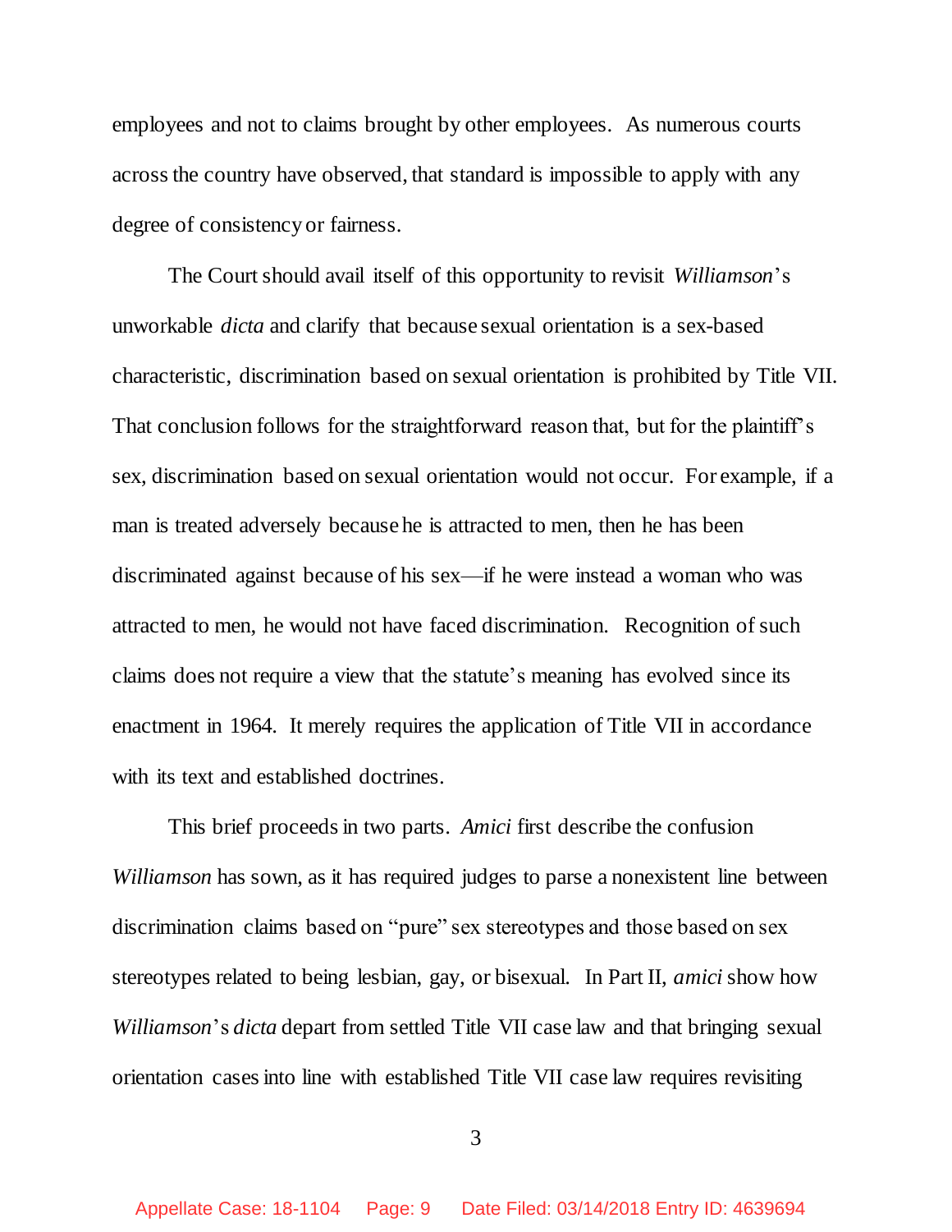employees and not to claims brought by other employees. As numerous courts across the country have observed, that standard is impossible to apply with any degree of consistency or fairness.

The Court should avail itself of this opportunity to revisit *Williamson*'s unworkable *dicta* and clarify that because sexual orientation is a sex-based characteristic, discrimination based on sexual orientation is prohibited by Title VII. That conclusion follows for the straightforward reason that, but for the plaintiff's sex, discrimination based on sexual orientation would not occur. For example, if a man is treated adversely because he is attracted to men, then he has been discriminated against because of his sex—if he were instead a woman who was attracted to men, he would not have faced discrimination. Recognition of such claims does not require a view that the statute's meaning has evolved since its enactment in 1964. It merely requires the application of Title VII in accordance with its text and established doctrines.

This brief proceeds in two parts. *Amici* first describe the confusion *Williamson* has sown, as it has required judges to parse a nonexistent line between discrimination claims based on "pure" sex stereotypes and those based on sex stereotypes related to being lesbian, gay, or bisexual. In Part II, *amici* show how *Williamson*'s *dicta* depart from settled Title VII case law and that bringing sexual orientation cases into line with established Title VII case law requires revisiting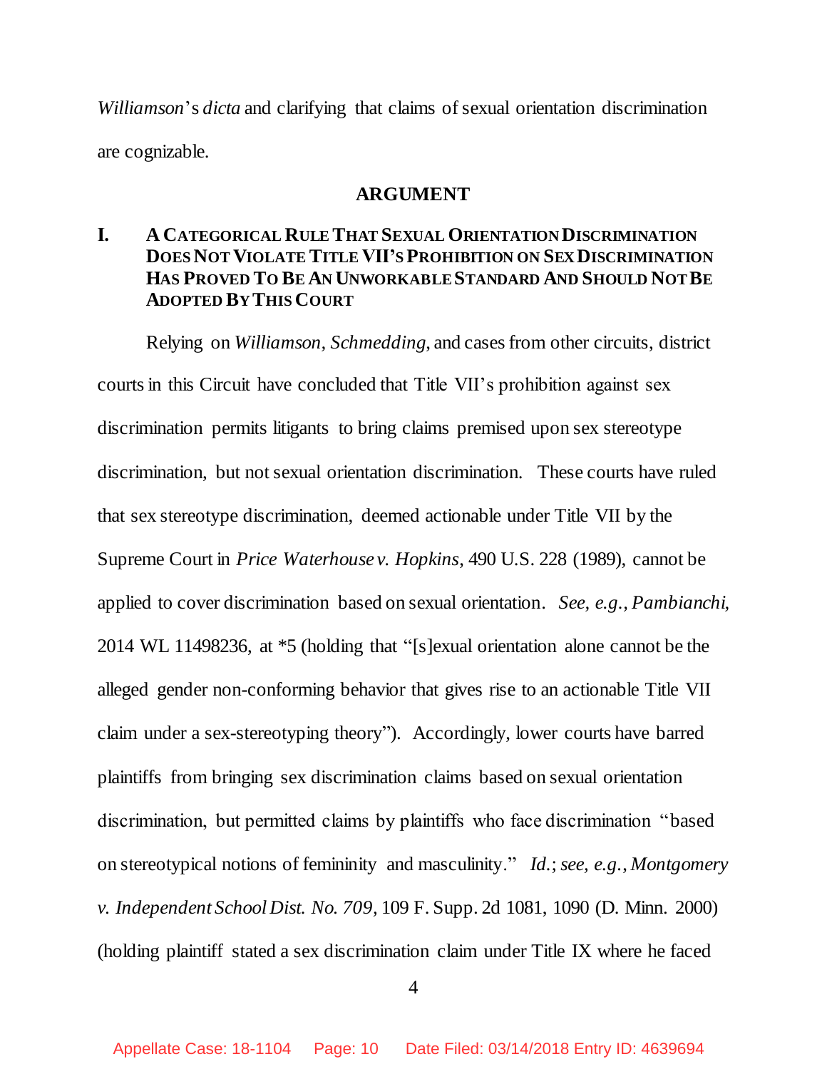*Williamson*'s *dicta* and clarifying that claims of sexual orientation discrimination are cognizable.

## ARGUMENT

### I. A CATEGORICAL RULE THAT SEXUAL ORIENTATION DISCRIMINATION DOES NOT VIOLATE TITLE VII'S PROHIBITION ON SEX DISCRIMINATION HAS PROVED TO BE AN UNWORKABLE STANDARD AND SHOULD NOT BE ADOPTED BY THIS COURT

Relying on *Williamson*, *Schmedding*, and cases from other circuits, district courts in this Circuit have concluded that Title VII's prohibition against sex discrimination permits litigants to bring claims premised upon sex stereotype discrimination, but not sexual orientation discrimination. These courts have ruled that sex stereotype discrimination, deemed actionable under Title VII by the Supreme Court in *Price Waterhouse v. Hopkins*, 490 U.S. 228 (1989), cannot be applied to cover discrimination based on sexual orientation. *See, e.g., Pambianchi,* 2014 WL 11498236, at *5 (holding that "[s]exual orientation alone cannot be the alleged gender non-conforming behavior that gives rise to an actionable Title VII claim under a sex-stereotyping theory"). Accordingly, lower courts have barred plaintiffs from bringing sex discrimination claims based on sexual orientation discrimination, but permitted claims by plaintiffs who face discrimination "based on stereotypical notions of femininity and masculinity." *Id.*; *see, e.g., Montgomery v. Independent School Dist. No. 709*, 109 F. Supp. 2d 1081, 1090 (D. Minn. 2000) (holding plaintiff stated a sex discrimination claim under Title IX where he faced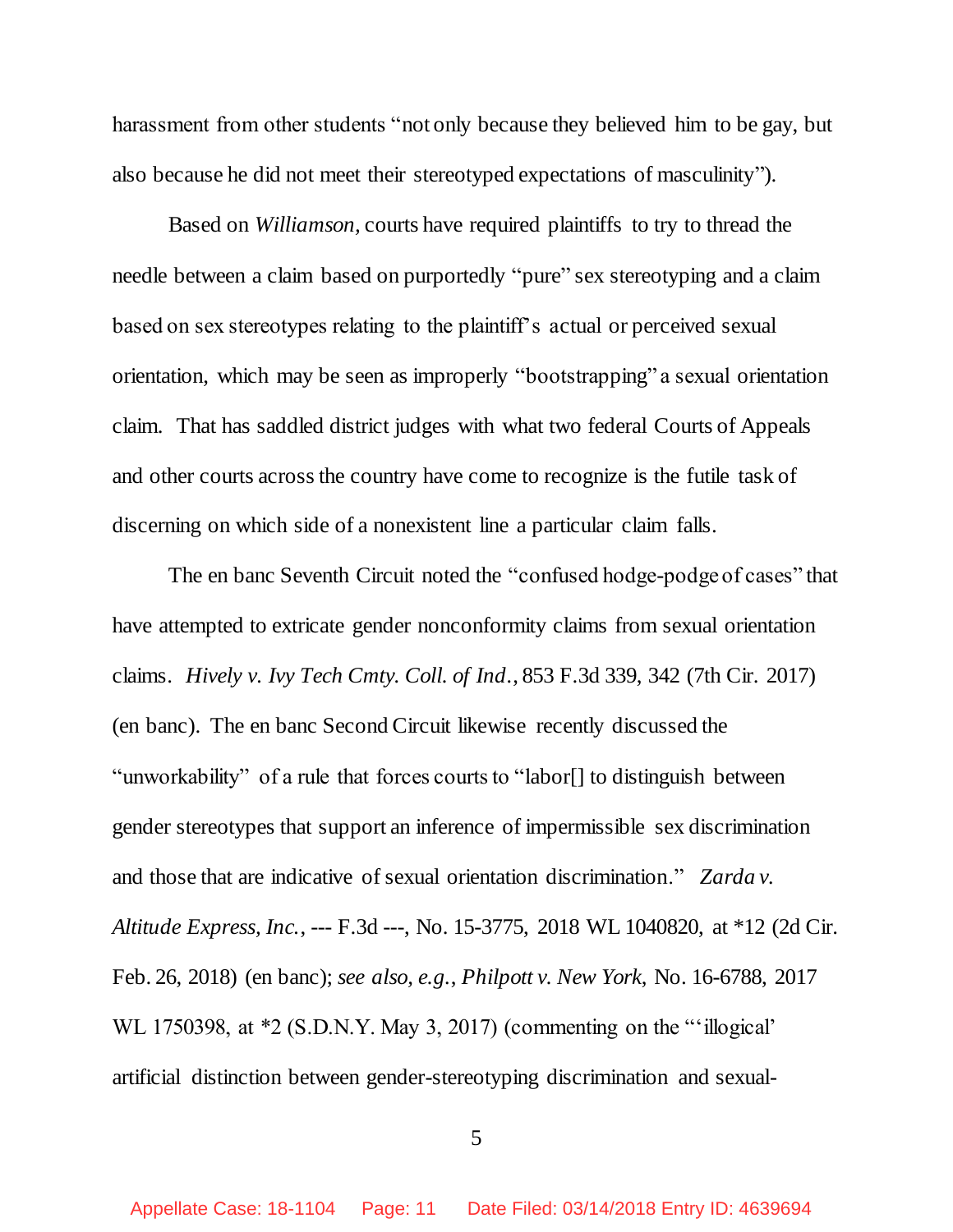harassment from other students "not only because they believed him to be gay, but also because he did not meet their stereotyped expectations of masculinity").

Based on *Williamson*, courts have required plaintiffs to try to thread the needle between a claim based on purportedly "pure" sex stereotyping and a claim based on sex stereotypes relating to the plaintiff's actual or perceived sexual orientation, which may be seen as improperly "bootstrapping" a sexual orientation claim. That has saddled district judges with what two federal Courts of Appeals and other courts across the country have come to recognize is the futile task of discerning on which side of a nonexistent line a particular claim falls.

The en banc Seventh Circuit noted the "confused hodge-podge of cases" that have attempted to extricate gender nonconformity claims from sexual orientation claims. *Hively v. Ivy Tech Cmty. Coll. of Ind.*, 853 F.3d 339, 342 (7th Cir. 2017) (en banc). The en banc Second Circuit likewise recently discussed the "unworkability" of a rule that forces courts to "labor[] to distinguish between gender stereotypes that support an inference of impermissible sex discrimination and those that are indicative of sexual orientation discrimination." *Zarda v. Altitude Express, Inc.*, --- F.3d ---, No. 15-3775, 2018 WL 1040820, at *12 (2d Cir. Feb. 26, 2018) (en banc); *see also, e.g.*, *Philpott v. New York*, No. 16-6788, 2017 WL 1750398, at *2 (S.D.N.Y. May 3, 2017) (commenting on the "'illogical' artificial distinction between gender-stereotyping discrimination and sexual-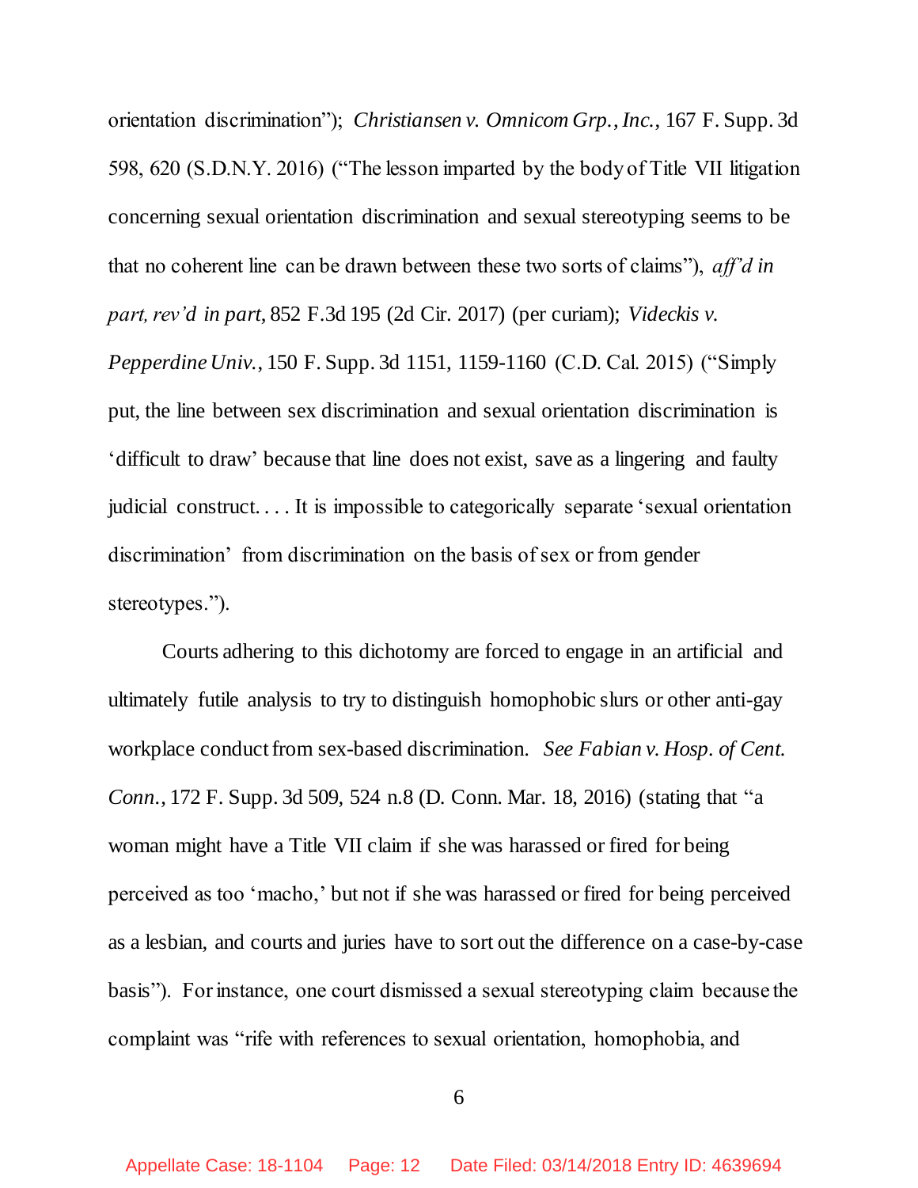orientation discrimination"); *Christiansen v. Omnicom Grp., Inc.*, 167 F. Supp. 3d 598, 620 (S.D.N.Y. 2016) ("The lesson imparted by the body of Title VII litigation concerning sexual orientation discrimination and sexual stereotyping seems to be that no coherent line can be drawn between these two sorts of claims"), *aff'd in part, rev'd in part*, 852 F.3d 195 (2d Cir. 2017) (per curiam); *Videckis v. Pepperdine Univ.*, 150 F. Supp. 3d 1151, 1159-1160 (C.D. Cal. 2015) ("Simply put, the line between sex discrimination and sexual orientation discrimination is 'difficult to draw' because that line does not exist, save as a lingering and faulty judicial construct. . . . It is impossible to categorically separate 'sexual orientation discrimination' from discrimination on the basis of sex or from gender stereotypes.").

Courts adhering to this dichotomy are forced to engage in an artificial and ultimately futile analysis to try to distinguish homophobic slurs or other anti-gay workplace conduct from sex-based discrimination. *See Fabian v. Hosp. of Cent. Conn.*, 172 F. Supp. 3d 509, 524 n.8 (D. Conn. Mar. 18, 2016) (stating that "a woman might have a Title VII claim if she was harassed or fired for being perceived as too 'macho,' but not if she was harassed or fired for being perceived as a lesbian, and courts and juries have to sort out the difference on a case-by-case basis"). For instance, one court dismissed a sexual stereotyping claim because the complaint was "rife with references to sexual orientation, homophobia, and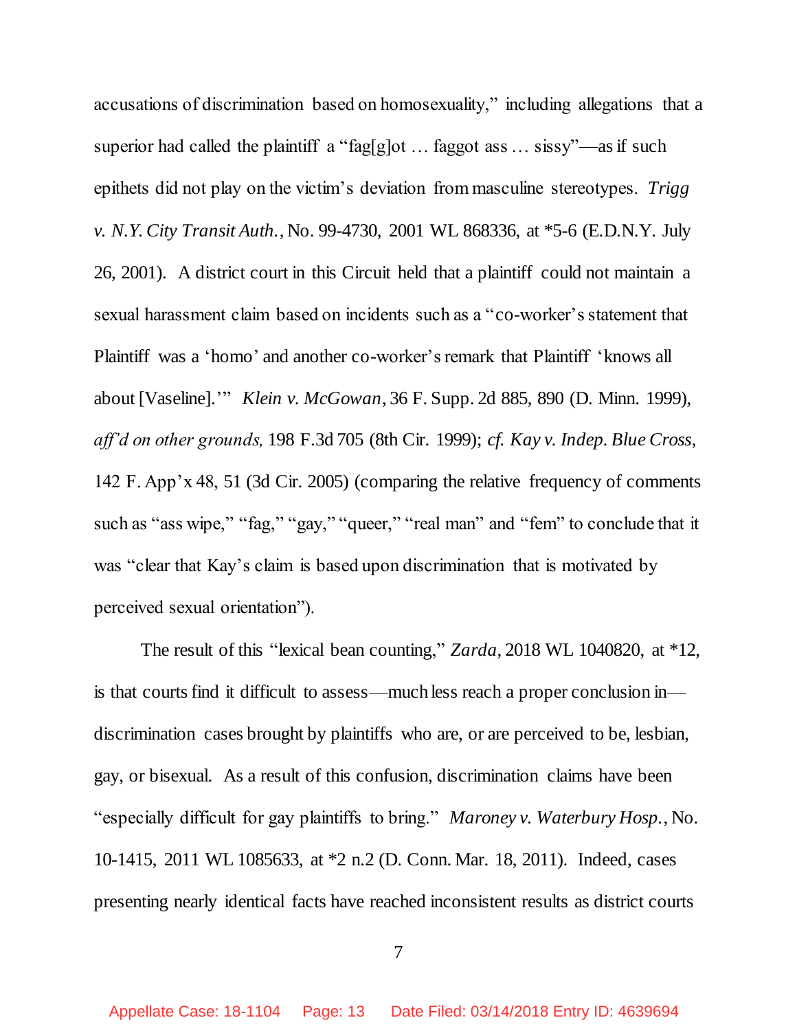accusations of discrimination based on homosexuality," including allegations that a superior had called the plaintiff a "fag[g]ot … faggot ass … sissy"—as if such epithets did not play on the victim's deviation from masculine stereotypes. *Trigg v. N.Y. City Transit Auth.*, No. 99-4730, 2001 WL 868336, at *5-6 (E.D.N.Y. July 26, 2001). A district court in this Circuit held that a plaintiff could not maintain a sexual harassment claim based on incidents such as a "co-worker's statement that Plaintiff was a 'homo' and another co-worker's remark that Plaintiff 'knows all about [Vaseline].'" *Klein v. McGowan*, 36 F. Supp. 2d 885, 890 (D. Minn. 1999), *aff'd on other grounds,* 198 F.3d 705 (8th Cir. 1999); *cf. Kay v. Indep. Blue Cross*, 142 F. App'x 48, 51 (3d Cir. 2005) (comparing the relative frequency of comments such as "ass wipe," "fag," "gay," "queer," "real man" and "fem" to conclude that it was "clear that Kay's claim is based upon discrimination that is motivated by perceived sexual orientation").

The result of this "lexical bean counting," *Zarda,* 2018 WL 1040820, at *12, is that courts find it difficult to assess—much less reach a proper conclusion in—discrimination cases brought by plaintiffs who are, or are perceived to be, lesbian, gay, or bisexual. As a result of this confusion, discrimination claims have been "especially difficult for gay plaintiffs to bring." *Maroney v. Waterbury Hosp.*, No. 10-1415, 2011 WL 1085633, at *2 n.2 (D. Conn. Mar. 18, 2011). Indeed, cases presenting nearly identical facts have reached inconsistent results as district courts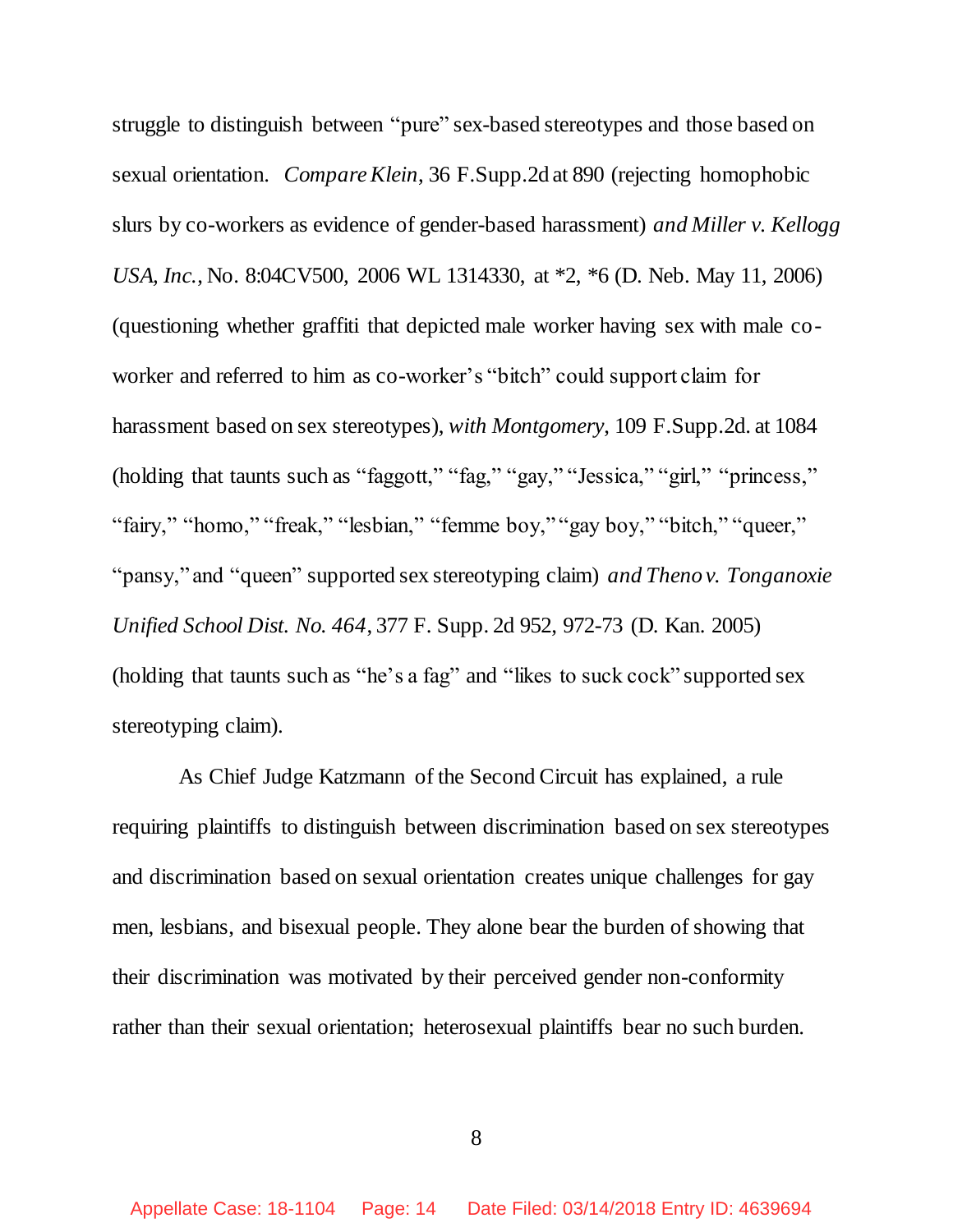struggle to distinguish between "pure" sex-based stereotypes and those based on sexual orientation. *Compare Klein*, 36 F.Supp.2d at 890 (rejecting homophobic slurs by co-workers as evidence of gender-based harassment) *and Miller v. Kellogg USA, Inc.*, No. 8:04CV500, 2006 WL 1314330, at *2, *6 (D. Neb. May 11, 2006) (questioning whether graffiti that depicted male worker having sex with male co-worker and referred to him as co-worker's "bitch" could support claim for harassment based on sex stereotypes), *with Montgomery*, 109 F.Supp.2d. at 1084 (holding that taunts such as "faggott," "fag," "gay," "Jessica," "girl," "princess," "fairy," "homo," "freak," "lesbian," "femme boy," "gay boy," "bitch," "queer," "pansy," and "queen" supported sex stereotyping claim) *and Theno v. Tonganoxie Unified School Dist. No. 464*, 377 F. Supp. 2d 952, 972-73 (D. Kan. 2005) (holding that taunts such as "he's a fag" and "likes to suck cock" supported sex stereotyping claim).

As Chief Judge Katzmann of the Second Circuit has explained, a rule requiring plaintiffs to distinguish between discrimination based on sex stereotypes and discrimination based on sexual orientation creates unique challenges for gay men, lesbians, and bisexual people. They alone bear the burden of showing that their discrimination was motivated by their perceived gender non-conformity rather than their sexual orientation; heterosexual plaintiffs bear no such burden.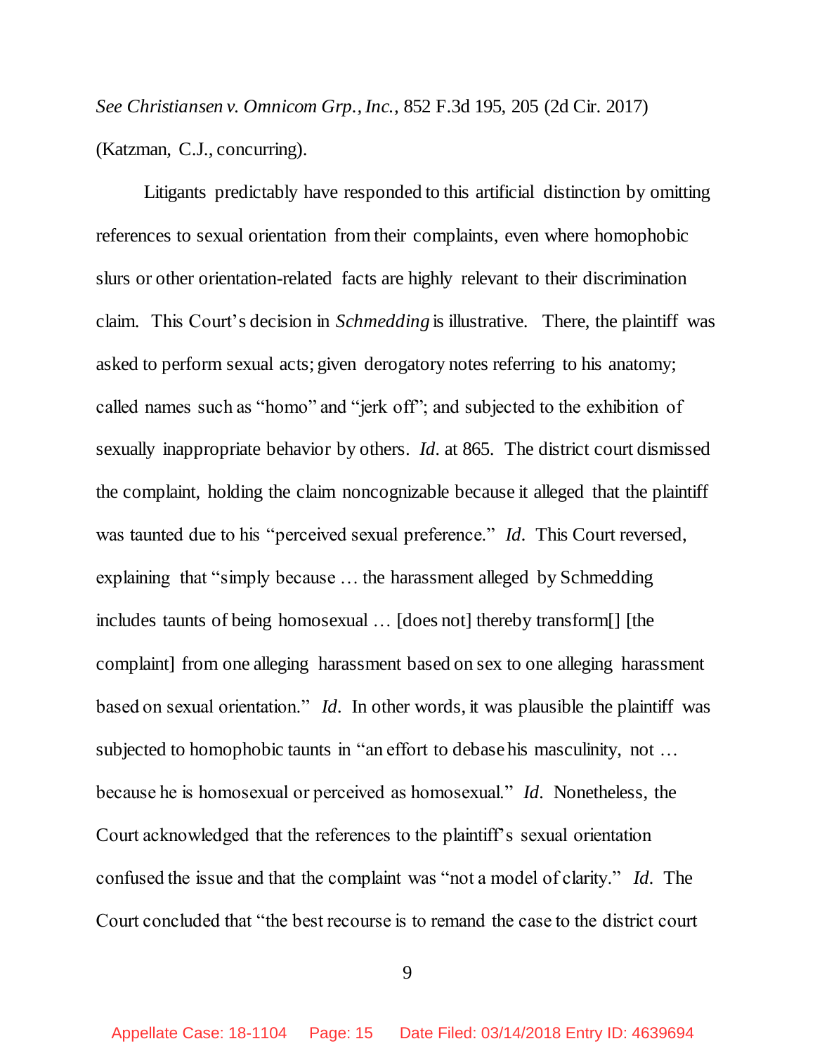*See Christiansen v. Omnicom Grp., Inc.*, 852 F.3d 195, 205 (2d Cir. 2017) (Katzman, C.J., concurring).

Litigants predictably have responded to this artificial distinction by omitting references to sexual orientation from their complaints, even where homophobic slurs or other orientation-related facts are highly relevant to their discrimination claim. This Court's decision in *Schmedding* is illustrative. There, the plaintiff was asked to perform sexual acts; given derogatory notes referring to his anatomy; called names such as "homo" and "jerk off"; and subjected to the exhibition of sexually inappropriate behavior by others. *Id*. at 865. The district court dismissed the complaint, holding the claim noncognizable because it alleged that the plaintiff was taunted due to his "perceived sexual preference." *Id*. This Court reversed, explaining that "simply because … the harassment alleged by Schmedding includes taunts of being homosexual … [does not] thereby transform[] [the complaint] from one alleging harassment based on sex to one alleging harassment based on sexual orientation." *Id*. In other words, it was plausible the plaintiff was subjected to homophobic taunts in "an effort to debase his masculinity, not … because he is homosexual or perceived as homosexual." *Id*. Nonetheless, the Court acknowledged that the references to the plaintiff's sexual orientation confused the issue and that the complaint was "not a model of clarity." *Id*. The Court concluded that "the best recourse is to remand the case to the district court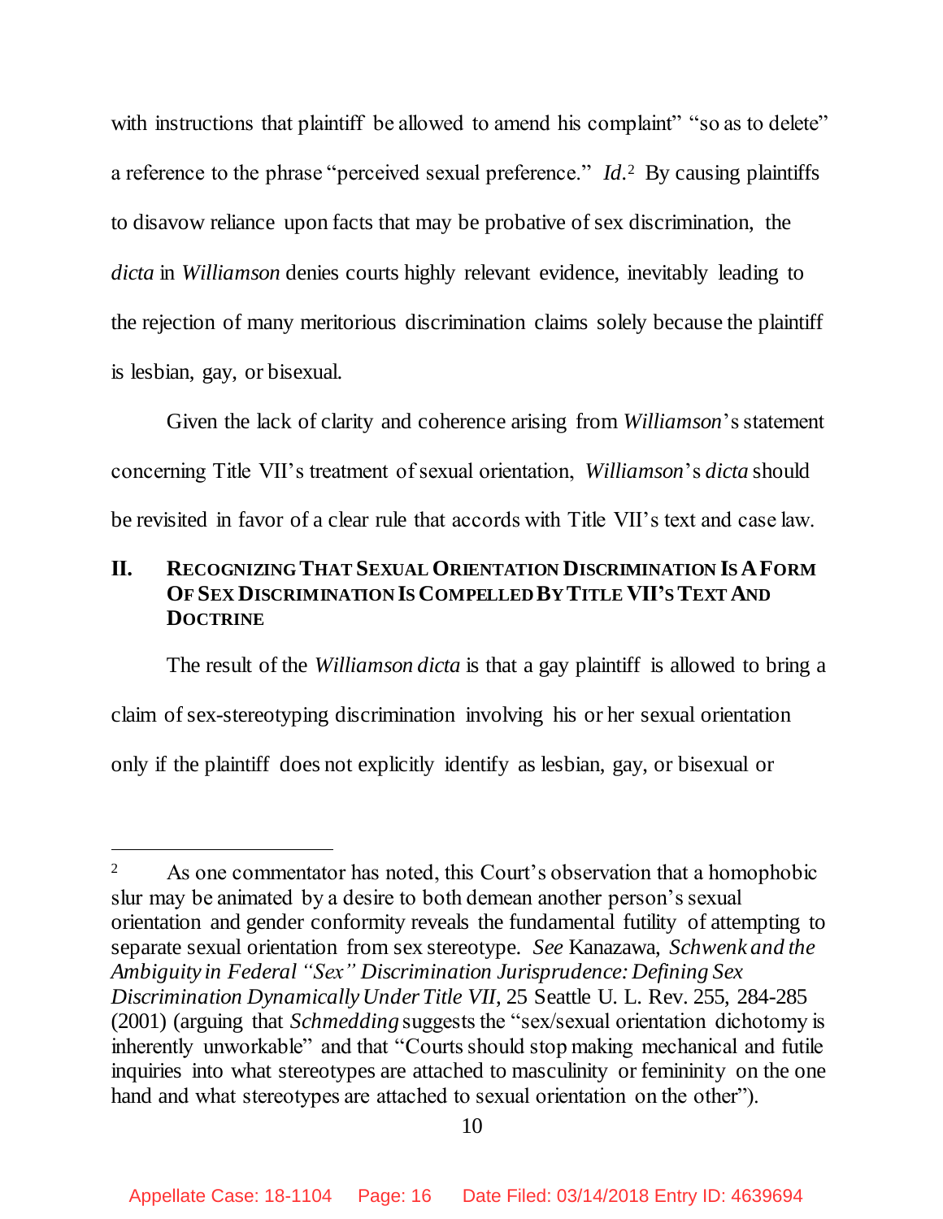with instructions that plaintiff be allowed to amend his complaint" "so as to delete" a reference to the phrase "perceived sexual preference." *Id*.[2] By causing plaintiffs to disavow reliance upon facts that may be probative of sex discrimination, the *dicta* in *Williamson* denies courts highly relevant evidence, inevitably leading to the rejection of many meritorious discrimination claims solely because the plaintiff is lesbian, gay, or bisexual.

Given the lack of clarity and coherence arising from *Williamson*'s statement concerning Title VII's treatment of sexual orientation, *Williamson*'s *dicta* should be revisited in favor of a clear rule that accords with Title VII's text and case law.

## II. Recognizing That Sexual Orientation Discrimination Is A Form Of Sex Discrimination Is Compelled By Title VII's Text And Doctrine

The result of the *Williamson dicta* is that a gay plaintiff is allowed to bring a claim of sex-stereotyping discrimination involving his or her sexual orientation only if the plaintiff does not explicitly identify as lesbian, gay, or bisexual or

---

[2] As one commentator has noted, this Court's observation that a homophobic slur may be animated by a desire to both demean another person's sexual orientation and gender conformity reveals the fundamental futility of attempting to separate sexual orientation from sex stereotype. *See* Kanazawa, *Schwenk and the Ambiguity in Federal "Sex" Discrimination Jurisprudence: Defining Sex Discrimination Dynamically Under Title VII*, 25 Seattle U. L. Rev. 255, 284-285 (2001) (arguing that *Schmedding* suggests the "sex/sexual orientation dichotomy is inherently unworkable" and that "Courts should stop making mechanical and futile inquiries into what stereotypes are attached to masculinity or femininity on the one hand and what stereotypes are attached to sexual orientation on the other").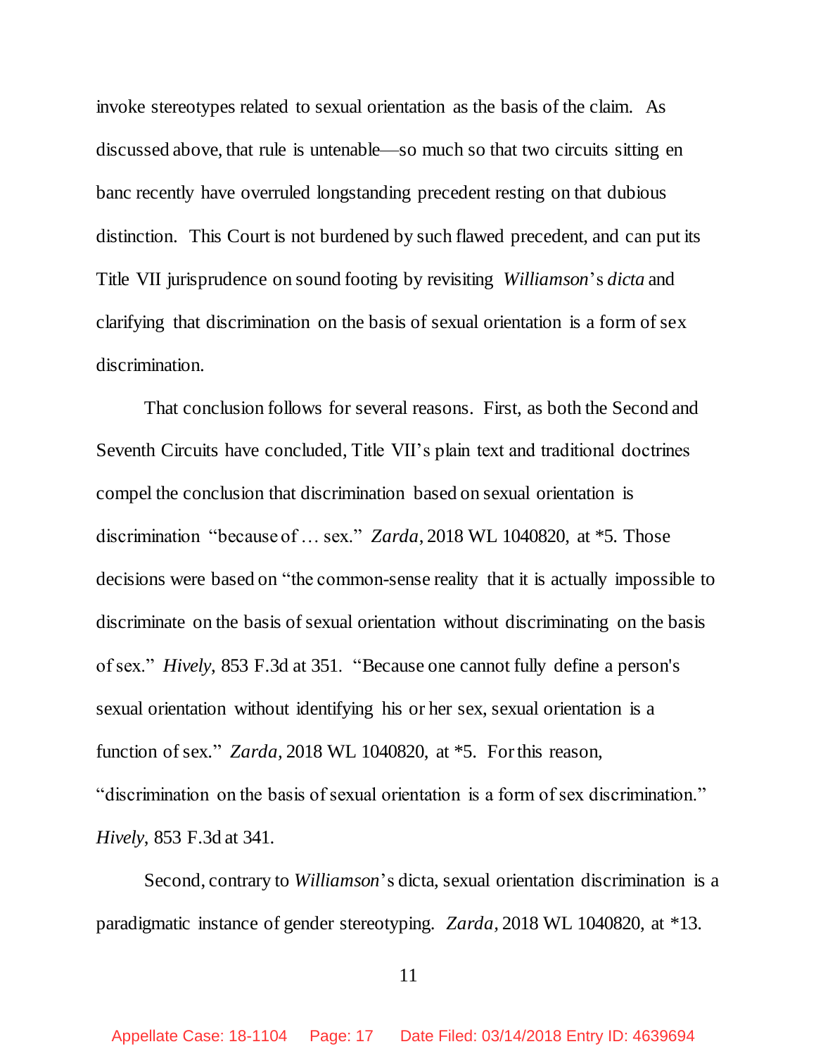invoke stereotypes related to sexual orientation as the basis of the claim. As discussed above, that rule is untenable—so much so that two circuits sitting en banc recently have overruled longstanding precedent resting on that dubious distinction. This Court is not burdened by such flawed precedent, and can put its Title VII jurisprudence on sound footing by revisiting *Williamson*'s *dicta* and clarifying that discrimination on the basis of sexual orientation is a form of sex discrimination.

That conclusion follows for several reasons. First, as both the Second and Seventh Circuits have concluded, Title VII's plain text and traditional doctrines compel the conclusion that discrimination based on sexual orientation is discrimination "because of … sex." *Zarda*, 2018 WL 1040820, at *5. Those decisions were based on "the common-sense reality that it is actually impossible to discriminate on the basis of sexual orientation without discriminating on the basis of sex." *Hively*, 853 F.3d at 351. "Because one cannot fully define a person's sexual orientation without identifying his or her sex, sexual orientation is a function of sex." *Zarda*, 2018 WL 1040820, at *5. For this reason, "discrimination on the basis of sexual orientation is a form of sex discrimination." *Hively*, 853 F.3d at 341.

Second, contrary to *Williamson*'s dicta, sexual orientation discrimination is a paradigmatic instance of gender stereotyping. *Zarda*, 2018 WL 1040820, at *13.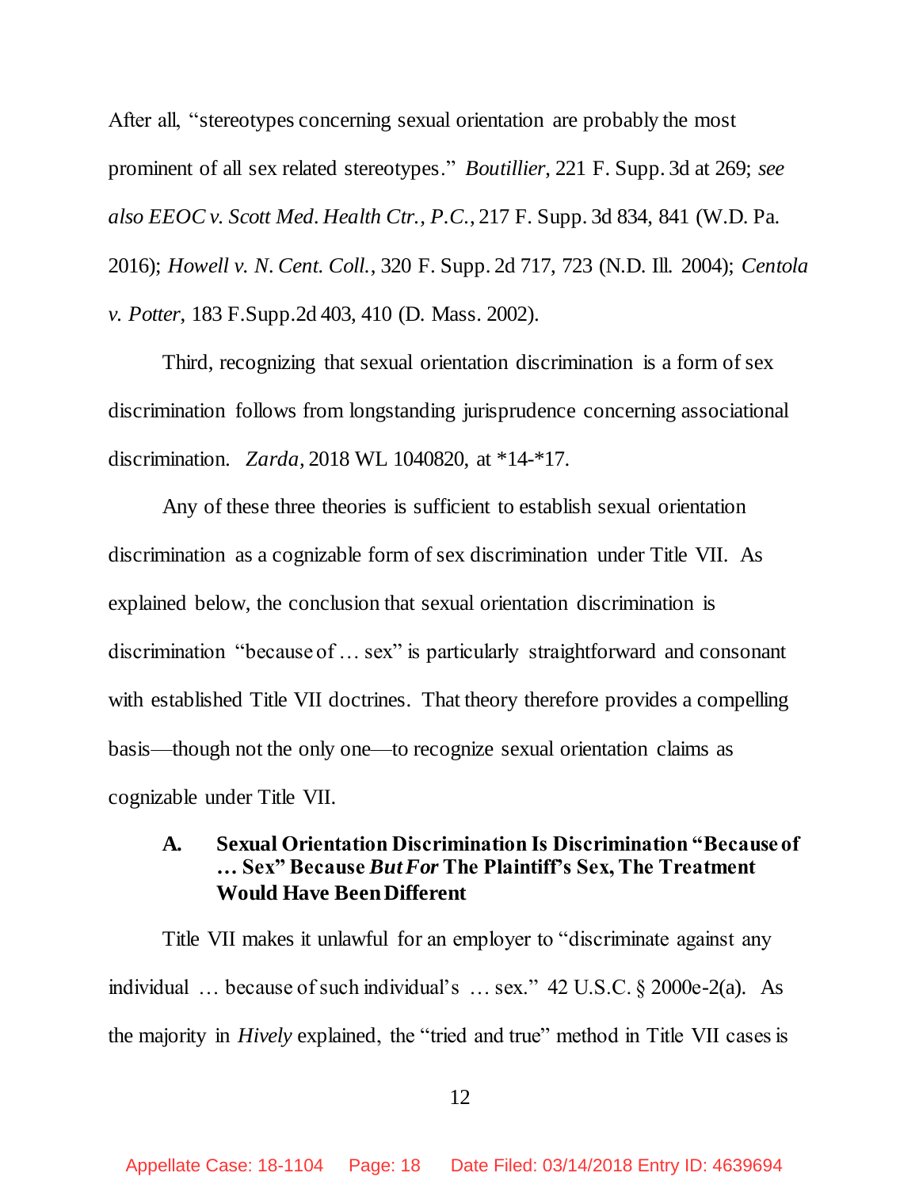After all, "stereotypes concerning sexual orientation are probably the most prominent of all sex related stereotypes." *Boutillier*, 221 F. Supp. 3d at 269; *see also EEOC v. Scott Med. Health Ctr., P.C.*, 217 F. Supp. 3d 834, 841 (W.D. Pa. 2016); *Howell v. N. Cent. Coll.*, 320 F. Supp. 2d 717, 723 (N.D. Ill. 2004); *Centola v. Potter*, 183 F.Supp.2d 403, 410 (D. Mass. 2002).

Third, recognizing that sexual orientation discrimination is a form of sex discrimination follows from longstanding jurisprudence concerning associational discrimination. *Zarda*, 2018 WL 1040820, at *14-*17.

Any of these three theories is sufficient to establish sexual orientation discrimination as a cognizable form of sex discrimination under Title VII. As explained below, the conclusion that sexual orientation discrimination is discrimination "because of … sex" is particularly straightforward and consonant with established Title VII doctrines. That theory therefore provides a compelling basis—though not the only one—to recognize sexual orientation claims as cognizable under Title VII.

### A. Sexual Orientation Discrimination Is Discrimination "Because of … Sex" Because *But For* The Plaintiff's Sex, The Treatment Would Have Been Different

Title VII makes it unlawful for an employer to "discriminate against any individual … because of such individual's … sex." 42 U.S.C. § 2000e-2(a). As the majority in *Hively* explained, the "tried and true" method in Title VII cases is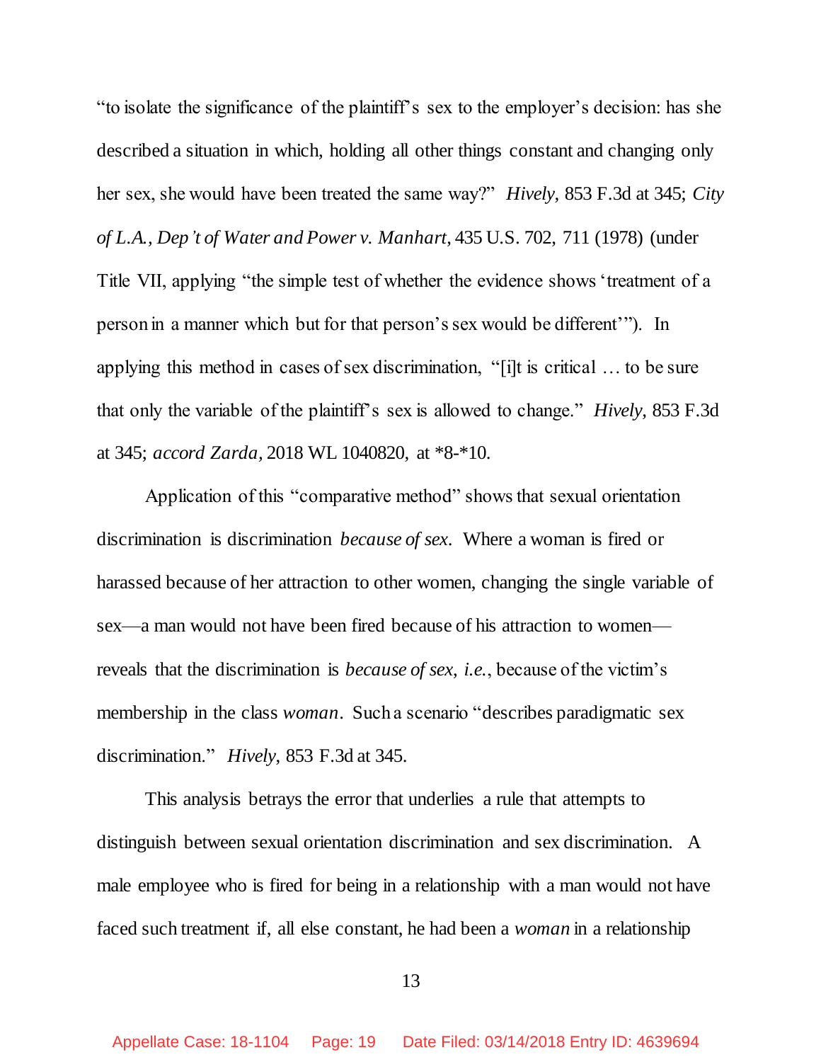"to isolate the significance of the plaintiff's sex to the employer's decision: has she described a situation in which, holding all other things constant and changing only her sex, she would have been treated the same way?" *Hively*, 853 F.3d at 345; *City of L.A., Dep't of Water and Power v. Manhart*, 435 U.S. 702, 711 (1978) (under Title VII, applying "the simple test of whether the evidence shows 'treatment of a person in a manner which but for that person's sex would be different'"). In applying this method in cases of sex discrimination, "[i]t is critical … to be sure that only the variable of the plaintiff's sex is allowed to change." *Hively*, 853 F.3d at 345; *accord Zarda*, 2018 WL 1040820, at *8-*10.

Application of this "comparative method" shows that sexual orientation discrimination is discrimination *because of sex*. Where a woman is fired or harassed because of her attraction to other women, changing the single variable of sex—a man would not have been fired because of his attraction to women—reveals that the discrimination is *because of sex*, *i.e.*, because of the victim's membership in the class *woman*. Such a scenario "describes paradigmatic sex discrimination." *Hively*, 853 F.3d at 345.

This analysis betrays the error that underlies a rule that attempts to distinguish between sexual orientation discrimination and sex discrimination. A male employee who is fired for being in a relationship with a man would not have faced such treatment if, all else constant, he had been a *woman* in a relationship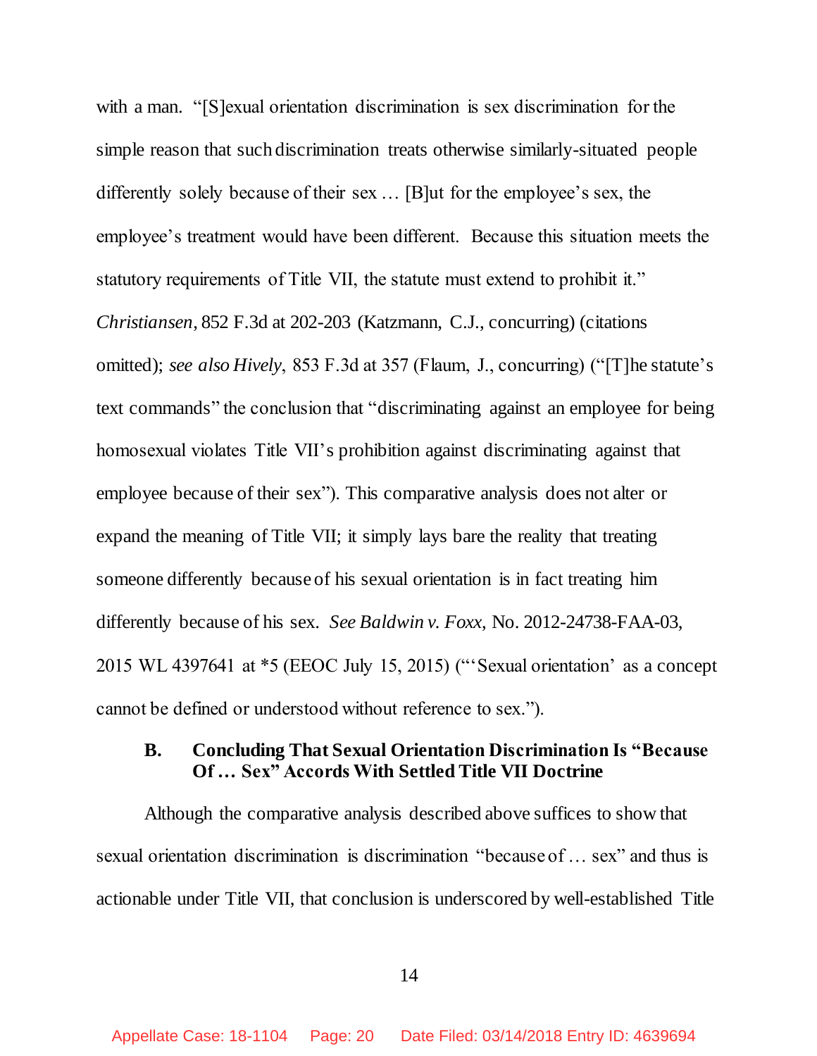with a man. "[S]exual orientation discrimination is sex discrimination for the simple reason that such discrimination treats otherwise similarly-situated people differently solely because of their sex … [B]ut for the employee's sex, the employee's treatment would have been different. Because this situation meets the statutory requirements of Title VII, the statute must extend to prohibit it." *Christiansen*, 852 F.3d at 202-203 (Katzmann, C.J., concurring) (citations omitted); *see also Hively*, 853 F.3d at 357 (Flaum, J., concurring) ("[T]he statute's text commands" the conclusion that "discriminating against an employee for being homosexual violates Title VII's prohibition against discriminating against that employee because of their sex"). This comparative analysis does not alter or expand the meaning of Title VII; it simply lays bare the reality that treating someone differently because of his sexual orientation is in fact treating him differently because of his sex. *See Baldwin v. Foxx*, No. 2012-24738-FAA-03, 2015 WL 4397641 at *5 (EEOC July 15, 2015) ("'Sexual orientation' as a concept cannot be defined or understood without reference to sex.").

### B. Concluding That Sexual Orientation Discrimination Is "Because Of … Sex" Accords With Settled Title VII Doctrine

Although the comparative analysis described above suffices to show that sexual orientation discrimination is discrimination "because of … sex" and thus is actionable under Title VII, that conclusion is underscored by well-established Title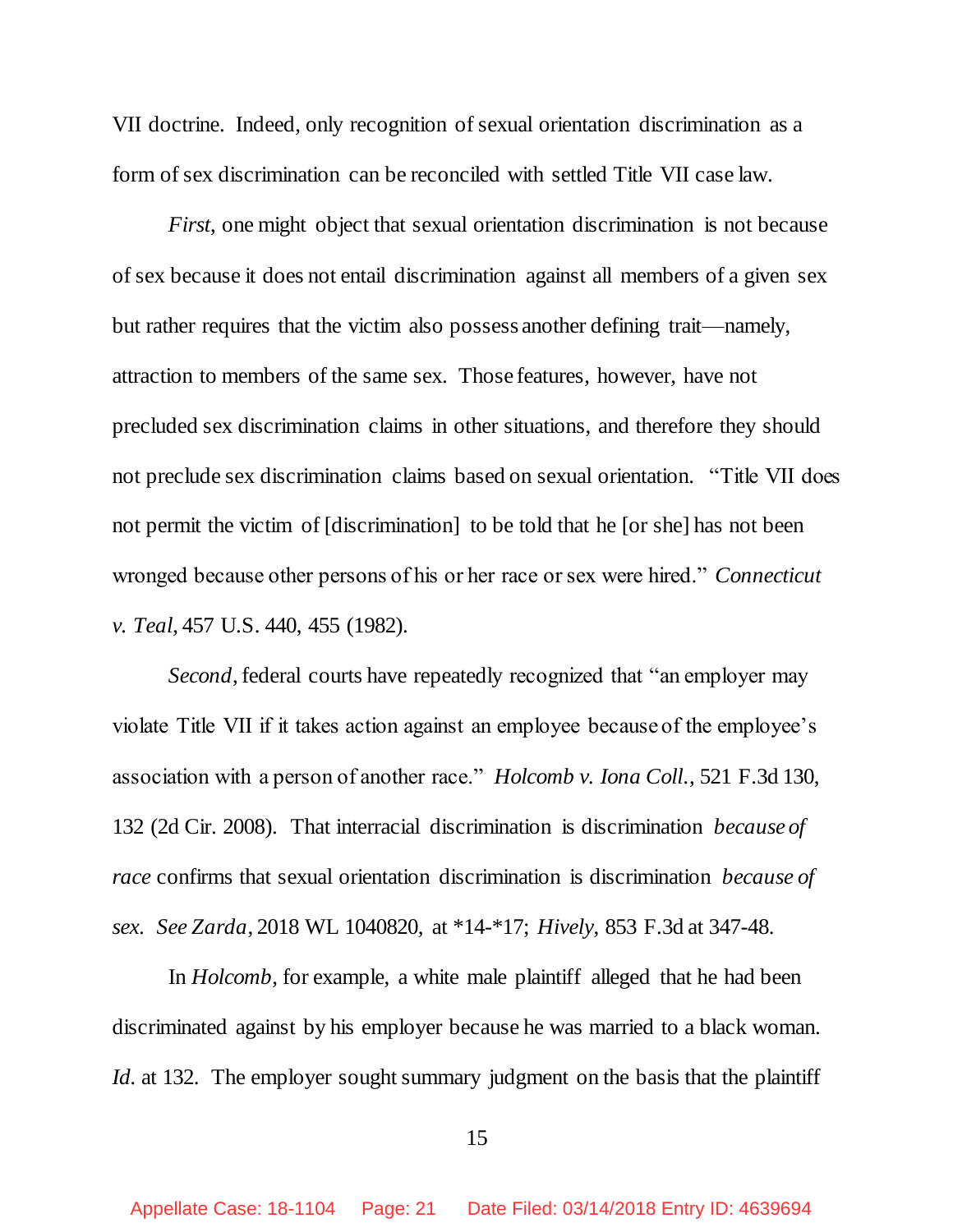VII doctrine. Indeed, only recognition of sexual orientation discrimination as a form of sex discrimination can be reconciled with settled Title VII case law.

*First*, one might object that sexual orientation discrimination is not because of sex because it does not entail discrimination against all members of a given sex but rather requires that the victim also possess another defining trait—namely, attraction to members of the same sex. Those features, however, have not precluded sex discrimination claims in other situations, and therefore they should not preclude sex discrimination claims based on sexual orientation. "Title VII does not permit the victim of [discrimination] to be told that he [or she] has not been wronged because other persons of his or her race or sex were hired." *Connecticut v. Teal*, 457 U.S. 440, 455 (1982).

*Second*, federal courts have repeatedly recognized that "an employer may violate Title VII if it takes action against an employee because of the employee's association with a person of another race." *Holcomb v. Iona Coll.*, 521 F.3d 130, 132 (2d Cir. 2008). That interracial discrimination is discrimination *because of race* confirms that sexual orientation discrimination is discrimination *because of sex*. *See Zarda*, 2018 WL 1040820, at \*14-\*17; *Hively*, 853 F.3d at 347-48.

In *Holcomb*, for example, a white male plaintiff alleged that he had been discriminated against by his employer because he was married to a black woman. *Id.* at 132. The employer sought summary judgment on the basis that the plaintiff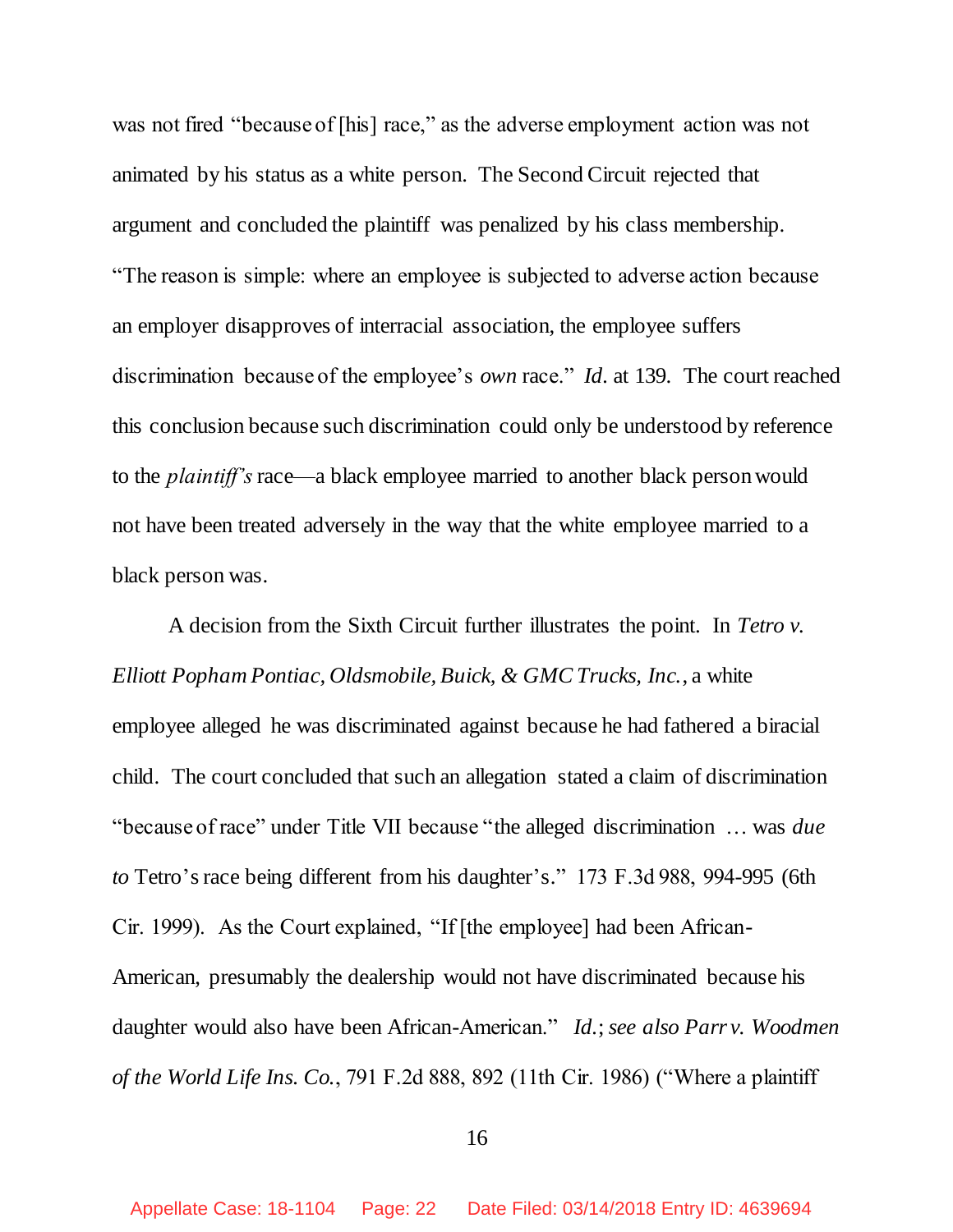was not fired "because of [his] race," as the adverse employment action was not animated by his status as a white person. The Second Circuit rejected that argument and concluded the plaintiff was penalized by his class membership. "The reason is simple: where an employee is subjected to adverse action because an employer disapproves of interracial association, the employee suffers discrimination because of the employee's *own* race." *Id.* at 139. The court reached this conclusion because such discrimination could only be understood by reference to the *plaintiff's* race—a black employee married to another black person would not have been treated adversely in the way that the white employee married to a black person was.

A decision from the Sixth Circuit further illustrates the point. In *Tetro v. Elliott Popham Pontiac, Oldsmobile, Buick, & GMC Trucks, Inc.*, a white employee alleged he was discriminated against because he had fathered a biracial child. The court concluded that such an allegation stated a claim of discrimination "because of race" under Title VII because "the alleged discrimination … was *due to* Tetro's race being different from his daughter's." 173 F.3d 988, 994-995 (6th Cir. 1999). As the Court explained, "If [the employee] had been African-American, presumably the dealership would not have discriminated because his daughter would also have been African-American." *Id.*; *see also Parr v. Woodmen of the World Life Ins. Co.*, 791 F.2d 888, 892 (11th Cir. 1986) ("Where a plaintiff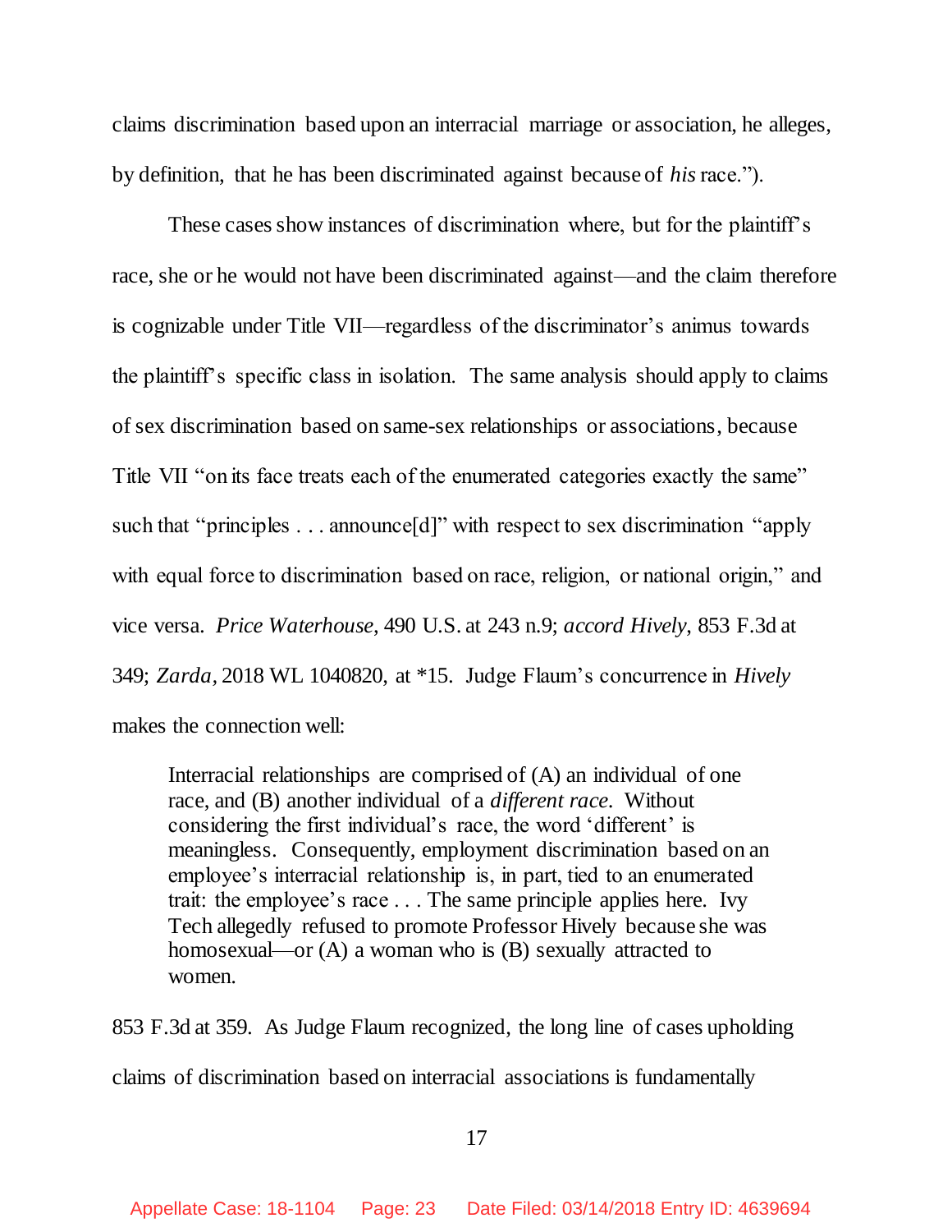claims discrimination based upon an interracial marriage or association, he alleges, by definition, that he has been discriminated against because of *his* race.").

These cases show instances of discrimination where, but for the plaintiff's race, she or he would not have been discriminated against—and the claim therefore is cognizable under Title VII—regardless of the discriminator's animus towards the plaintiff's specific class in isolation. The same analysis should apply to claims of sex discrimination based on same-sex relationships or associations, because Title VII "on its face treats each of the enumerated categories exactly the same" such that "principles . . . announce[d]" with respect to sex discrimination "apply with equal force to discrimination based on race, religion, or national origin," and vice versa. *Price Waterhouse*, 490 U.S. at 243 n.9; *accord Hively*, 853 F.3d at 349; *Zarda,* 2018 WL 1040820, at *15. Judge Flaum's concurrence in *Hively* makes the connection well:

> Interracial relationships are comprised of (A) an individual of one race, and (B) another individual of a *different race*. Without considering the first individual's race, the word 'different' is meaningless. Consequently, employment discrimination based on an employee's interracial relationship is, in part, tied to an enumerated trait: the employee's race . . . The same principle applies here. Ivy Tech allegedly refused to promote Professor Hively because she was homosexual—or (A) a woman who is (B) sexually attracted to women.

853 F.3d at 359. As Judge Flaum recognized, the long line of cases upholding claims of discrimination based on interracial associations is fundamentally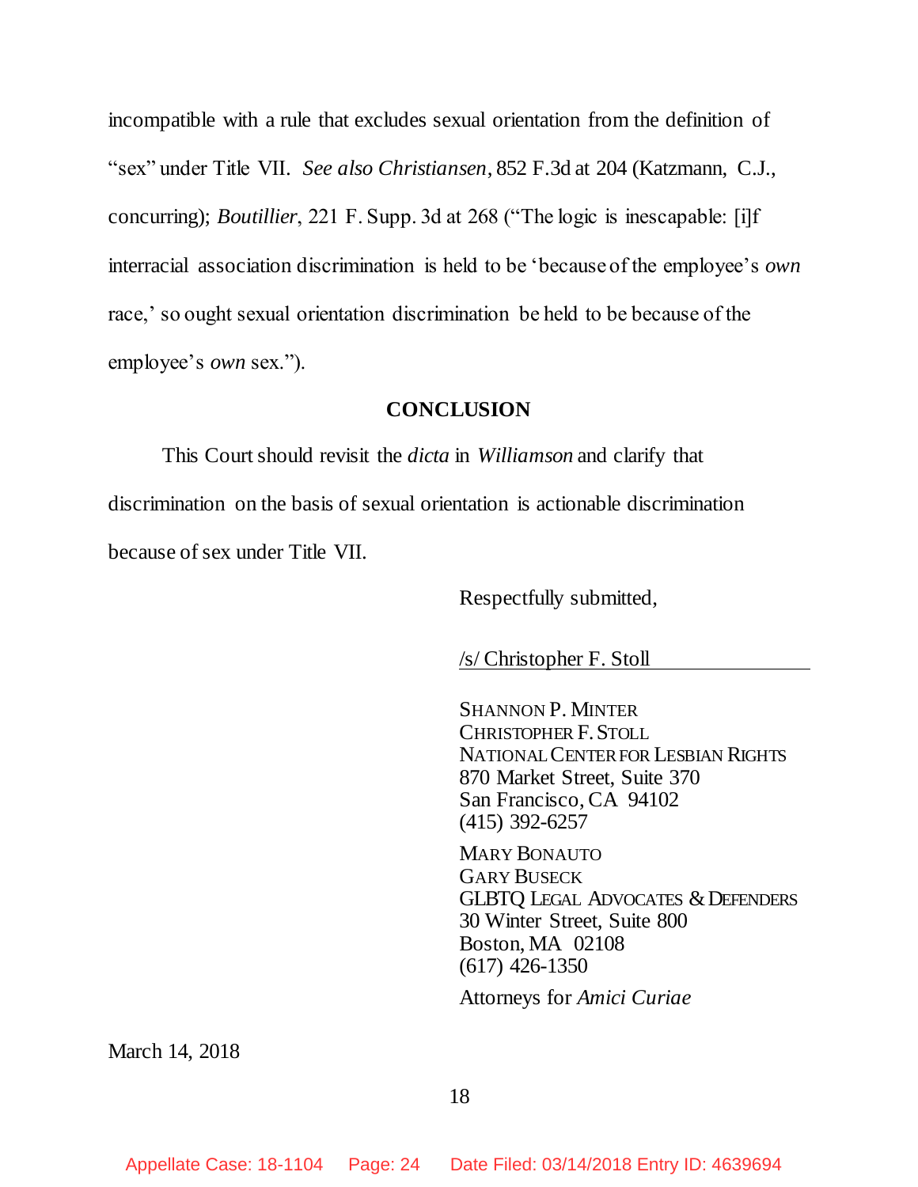incompatible with a rule that excludes sexual orientation from the definition of "sex" under Title VII. *See also Christiansen*, 852 F.3d at 204 (Katzmann, C.J., concurring); *Boutillier*, 221 F. Supp. 3d at 268 ("The logic is inescapable: [i]f interracial association discrimination is held to be 'because of the employee's *own* race,' so ought sexual orientation discrimination be held to be because of the employee's *own* sex.").

## CONCLUSION

This Court should revisit the *dicta* in *Williamson* and clarify that discrimination on the basis of sexual orientation is actionable discrimination because of sex under Title VII.

Respectfully submitted,

/s/ Christopher F. Stoll

SHANNON P. MINTER
CHRISTOPHER F. STOLL
NATIONAL CENTER FOR LESBIAN RIGHTS
870 Market Street, Suite 370
San Francisco, CA 94102
(415) 392-6257

MARY BONAUTO
GARY BUSECK
GLBTQ LEGAL ADVOCATES & DEFENDERS
30 Winter Street, Suite 800
Boston, MA 02108
(617) 426-1350

Attorneys for *Amici Curiae*

March 14, 2018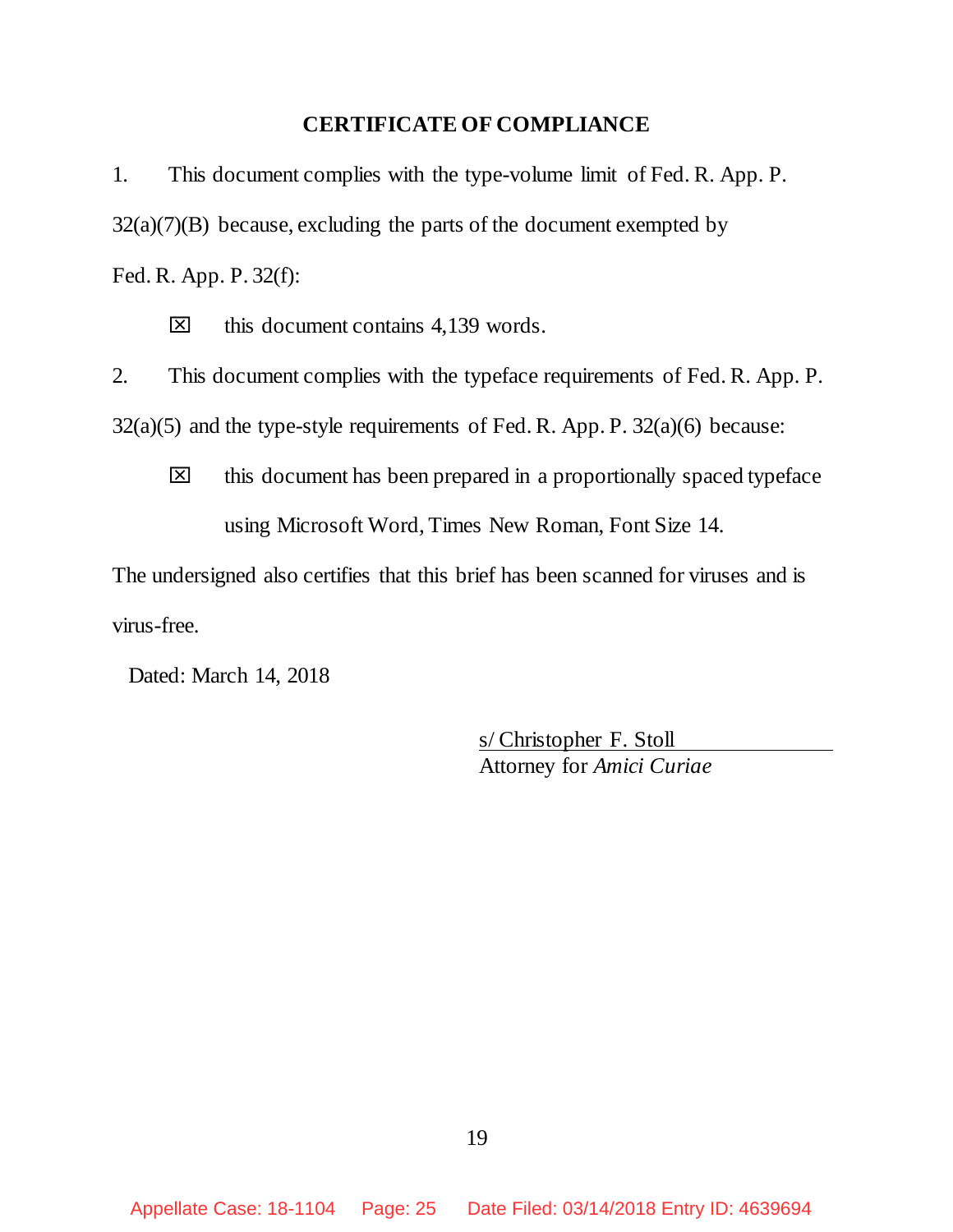## CERTIFICATE OF COMPLIANCE

1. This document complies with the type-volume limit of Fed. R. App. P. 32(a)(7)(B) because, excluding the parts of the document exempted by Fed. R. App. P. 32(f):

   ☒ this document contains 4,139 words.

2. This document complies with the typeface requirements of Fed. R. App. P. 32(a)(5) and the type-style requirements of Fed. R. App. P. 32(a)(6) because:

   ☒ this document has been prepared in a proportionally spaced typeface using Microsoft Word, Times New Roman, Font Size 14.

The undersigned also certifies that this brief has been scanned for viruses and is virus-free.

Dated: March 14, 2018

s/ Christopher F. Stoll
Attorney for *Amici Curiae*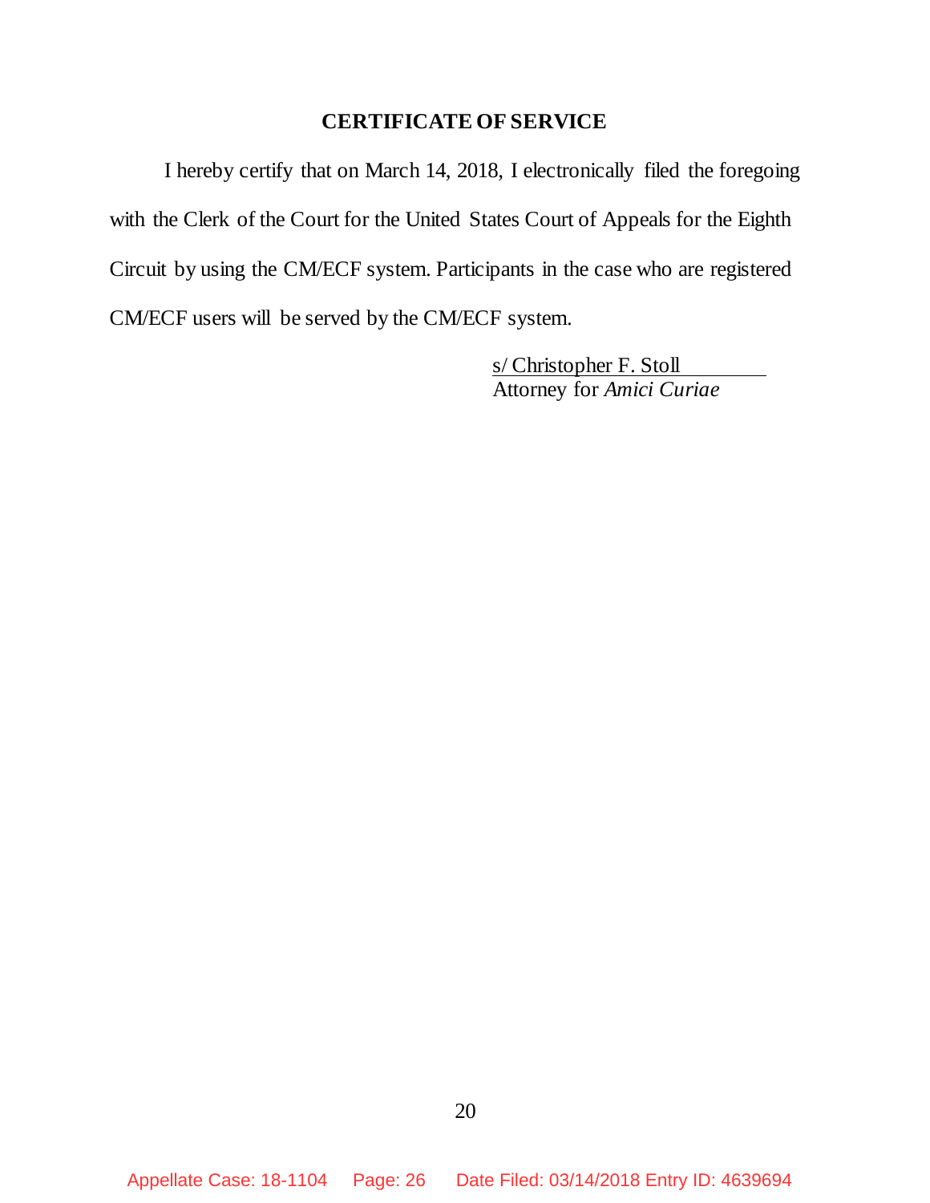## CERTIFICATE OF SERVICE

I hereby certify that on March 14, 2018, I electronically filed the foregoing with the Clerk of the Court for the United States Court of Appeals for the Eighth Circuit by using the CM/ECF system. Participants in the case who are registered CM/ECF users will be served by the CM/ECF system.

s/ Christopher F. Stoll
Attorney for *Amici Curiae*